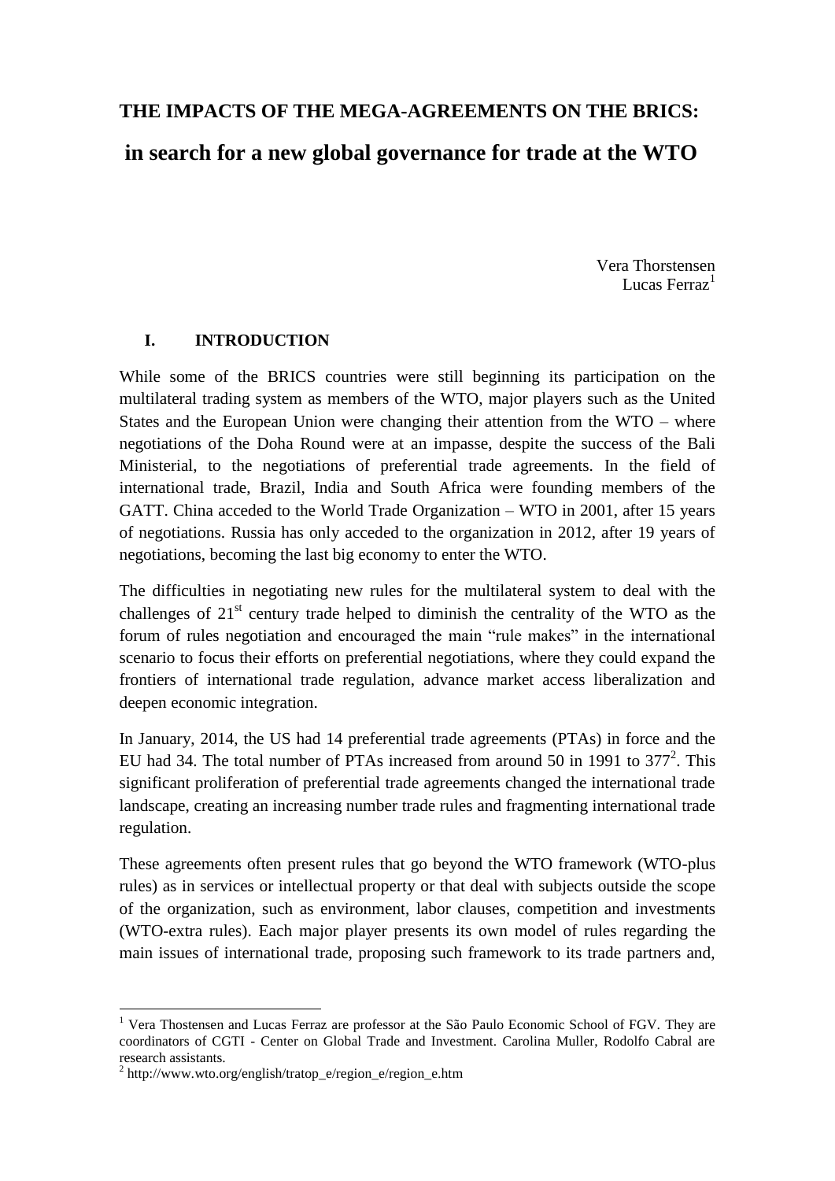# THE IMPACTS OF THE MEGA-AGREEMENTS ON THE BRICS:

## in search for a new global governance for trade at the WTO

Vera Thorstensen
Lucas Ferraz[1]

## I. INTRODUCTION

While some of the BRICS countries were still beginning its participation on the multilateral trading system as members of the WTO, major players such as the United States and the European Union were changing their attention from the WTO – where negotiations of the Doha Round were at an impasse, despite the success of the Bali Ministerial, to the negotiations of preferential trade agreements. In the field of international trade, Brazil, India and South Africa were founding members of the GATT. China acceded to the World Trade Organization – WTO in 2001, after 15 years of negotiations. Russia has only acceded to the organization in 2012, after 19 years of negotiations, becoming the last big economy to enter the WTO.

The difficulties in negotiating new rules for the multilateral system to deal with the challenges of 21st century trade helped to diminish the centrality of the WTO as the forum of rules negotiation and encouraged the main "rule makes" in the international scenario to focus their efforts on preferential negotiations, where they could expand the frontiers of international trade regulation, advance market access liberalization and deepen economic integration.

In January, 2014, the US had 14 preferential trade agreements (PTAs) in force and the EU had 34. The total number of PTAs increased from around 50 in 1991 to 377[2]. This significant proliferation of preferential trade agreements changed the international trade landscape, creating an increasing number trade rules and fragmenting international trade regulation.

These agreements often present rules that go beyond the WTO framework (WTO-plus rules) as in services or intellectual property or that deal with subjects outside the scope of the organization, such as environment, labor clauses, competition and investments (WTO-extra rules). Each major player presents its own model of rules regarding the main issues of international trade, proposing such framework to its trade partners and,

---

[1] Vera Thostensen and Lucas Ferraz are professor at the São Paulo Economic School of FGV. They are coordinators of CGTI - Center on Global Trade and Investment. Carolina Muller, Rodolfo Cabral are research assistants.

[2] http://www.wto.org/english/tratop_e/region_e/region_e.htm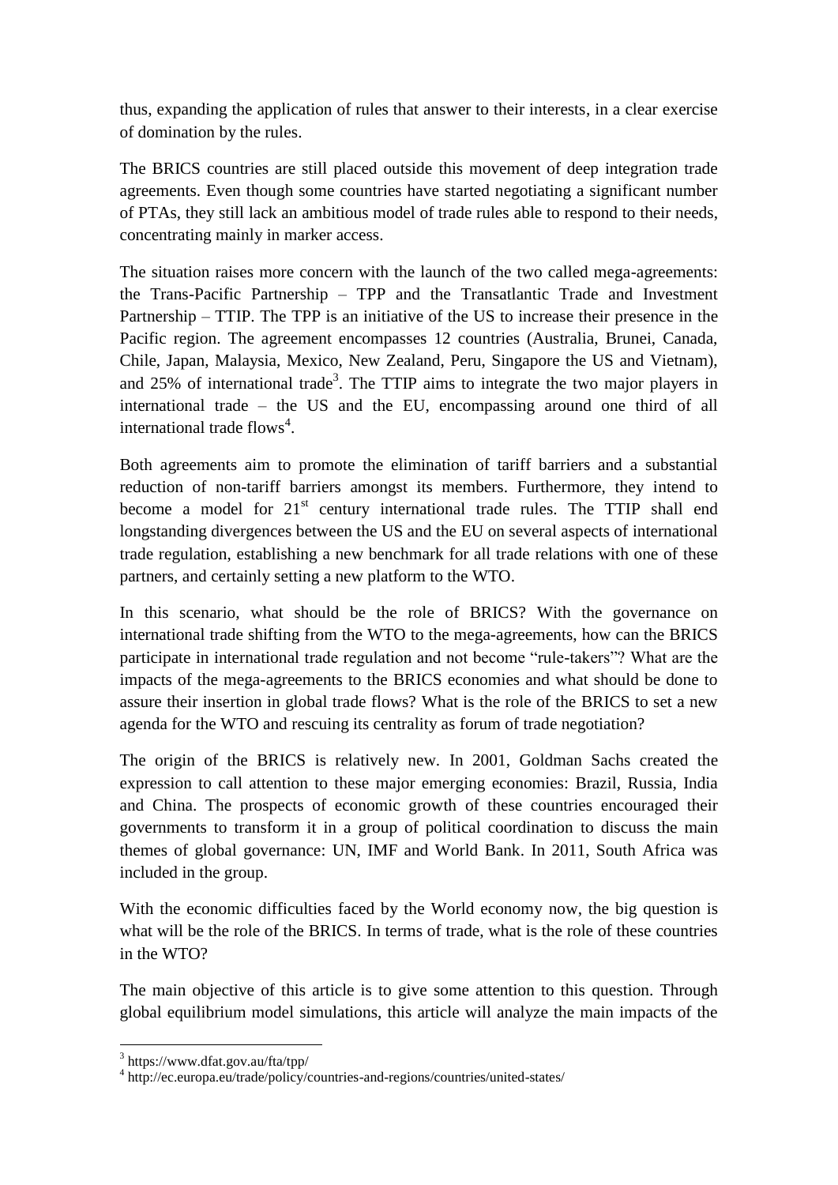thus, expanding the application of rules that answer to their interests, in a clear exercise of domination by the rules.

The BRICS countries are still placed outside this movement of deep integration trade agreements. Even though some countries have started negotiating a significant number of PTAs, they still lack an ambitious model of trade rules able to respond to their needs, concentrating mainly in marker access.

The situation raises more concern with the launch of the two called mega-agreements: the Trans-Pacific Partnership – TPP and the Transatlantic Trade and Investment Partnership – TTIP. The TPP is an initiative of the US to increase their presence in the Pacific region. The agreement encompasses 12 countries (Australia, Brunei, Canada, Chile, Japan, Malaysia, Mexico, New Zealand, Peru, Singapore the US and Vietnam), and 25% of international trade[3]. The TTIP aims to integrate the two major players in international trade – the US and the EU, encompassing around one third of all international trade flows[4].

Both agreements aim to promote the elimination of tariff barriers and a substantial reduction of non-tariff barriers amongst its members. Furthermore, they intend to become a model for 21st century international trade rules. The TTIP shall end longstanding divergences between the US and the EU on several aspects of international trade regulation, establishing a new benchmark for all trade relations with one of these partners, and certainly setting a new platform to the WTO.

In this scenario, what should be the role of BRICS? With the governance on international trade shifting from the WTO to the mega-agreements, how can the BRICS participate in international trade regulation and not become "rule-takers"? What are the impacts of the mega-agreements to the BRICS economies and what should be done to assure their insertion in global trade flows? What is the role of the BRICS to set a new agenda for the WTO and rescuing its centrality as forum of trade negotiation?

The origin of the BRICS is relatively new. In 2001, Goldman Sachs created the expression to call attention to these major emerging economies: Brazil, Russia, India and China. The prospects of economic growth of these countries encouraged their governments to transform it in a group of political coordination to discuss the main themes of global governance: UN, IMF and World Bank. In 2011, South Africa was included in the group.

With the economic difficulties faced by the World economy now, the big question is what will be the role of the BRICS. In terms of trade, what is the role of these countries in the WTO?

The main objective of this article is to give some attention to this question. Through global equilibrium model simulations, this article will analyze the main impacts of the

[3] https://www.dfat.gov.au/fta/tpp/

[4] http://ec.europa.eu/trade/policy/countries-and-regions/countries/united-states/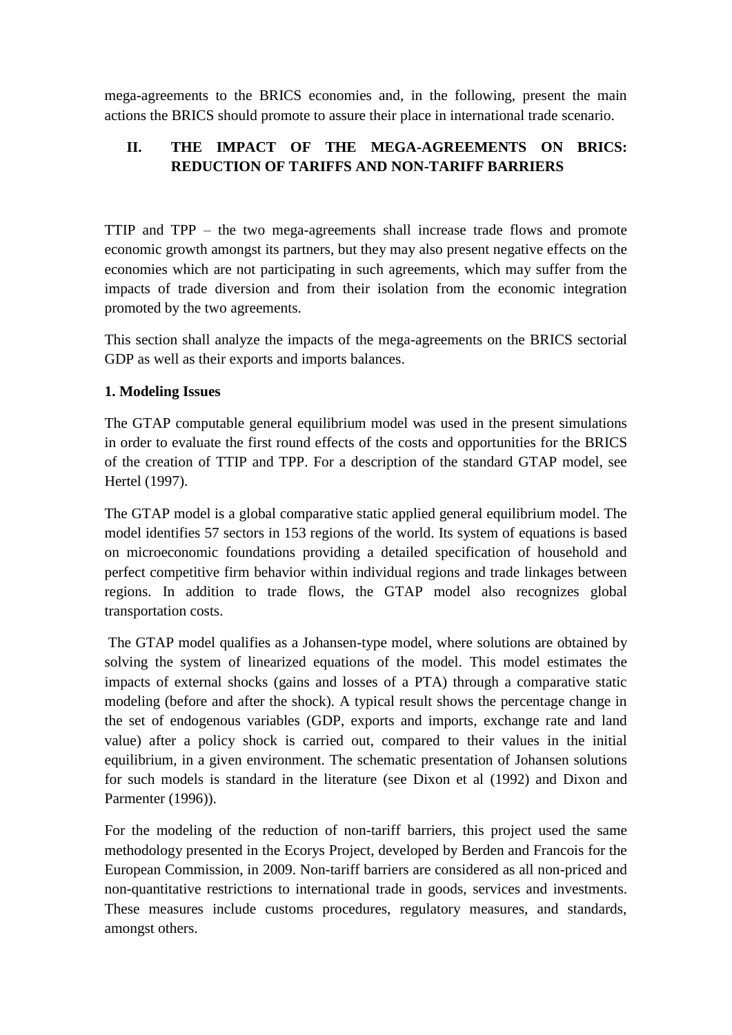mega-agreements to the BRICS economies and, in the following, present the main actions the BRICS should promote to assure their place in international trade scenario.

## II. THE IMPACT OF THE MEGA-AGREEMENTS ON BRICS: REDUCTION OF TARIFFS AND NON-TARIFF BARRIERS

TTIP and TPP – the two mega-agreements shall increase trade flows and promote economic growth amongst its partners, but they may also present negative effects on the economies which are not participating in such agreements, which may suffer from the impacts of trade diversion and from their isolation from the economic integration promoted by the two agreements.

This section shall analyze the impacts of the mega-agreements on the BRICS sectorial GDP as well as their exports and imports balances.

### 1. Modeling Issues

The GTAP computable general equilibrium model was used in the present simulations in order to evaluate the first round effects of the costs and opportunities for the BRICS of the creation of TTIP and TPP. For a description of the standard GTAP model, see Hertel (1997).

The GTAP model is a global comparative static applied general equilibrium model. The model identifies 57 sectors in 153 regions of the world. Its system of equations is based on microeconomic foundations providing a detailed specification of household and perfect competitive firm behavior within individual regions and trade linkages between regions. In addition to trade flows, the GTAP model also recognizes global transportation costs.

The GTAP model qualifies as a Johansen-type model, where solutions are obtained by solving the system of linearized equations of the model. This model estimates the impacts of external shocks (gains and losses of a PTA) through a comparative static modeling (before and after the shock). A typical result shows the percentage change in the set of endogenous variables (GDP, exports and imports, exchange rate and land value) after a policy shock is carried out, compared to their values in the initial equilibrium, in a given environment. The schematic presentation of Johansen solutions for such models is standard in the literature (see Dixon et al (1992) and Dixon and Parmenter (1996)).

For the modeling of the reduction of non-tariff barriers, this project used the same methodology presented in the Ecorys Project, developed by Berden and Francois for the European Commission, in 2009. Non-tariff barriers are considered as all non-priced and non-quantitative restrictions to international trade in goods, services and investments. These measures include customs procedures, regulatory measures, and standards, amongst others.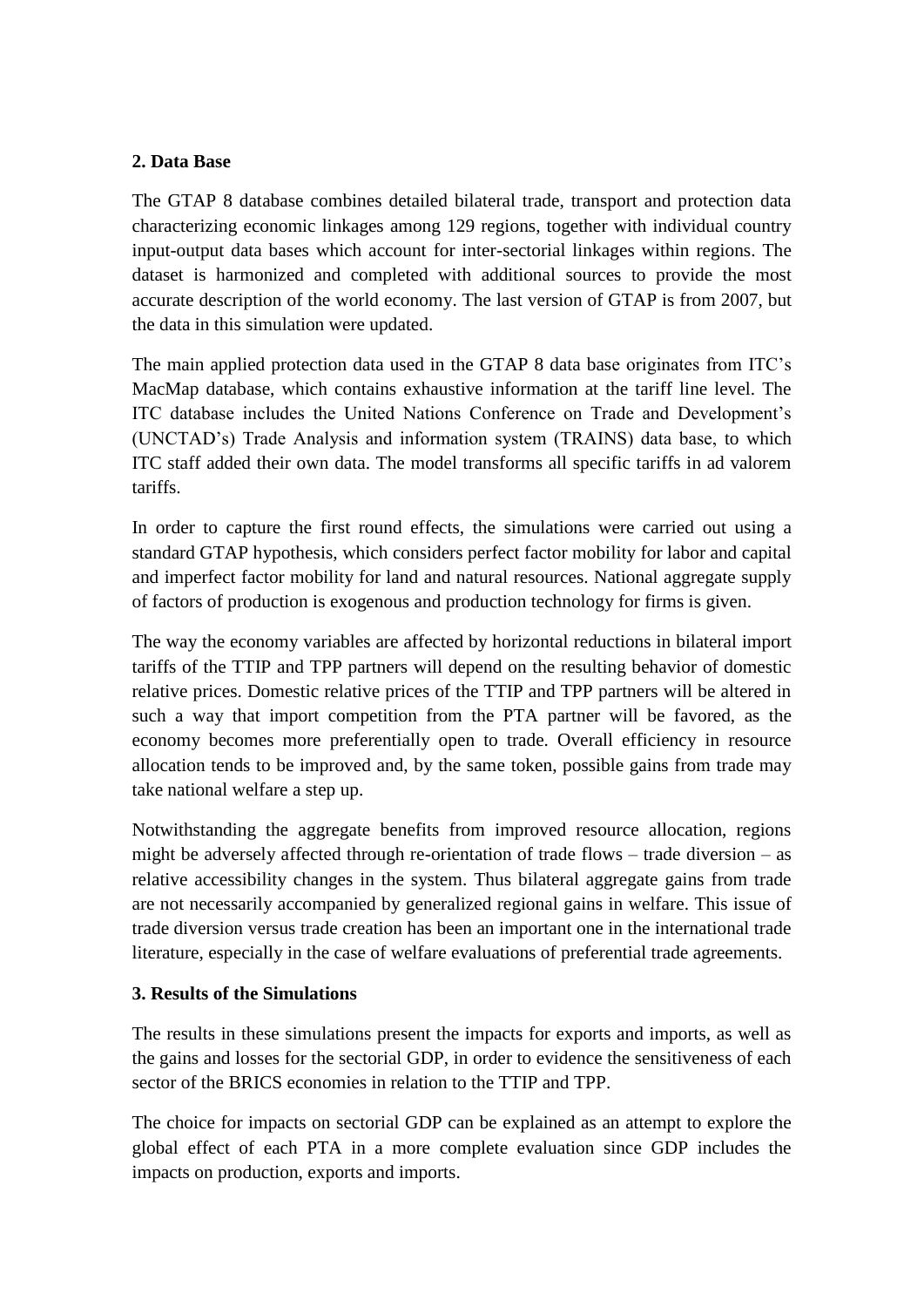**2. Data Base**

The GTAP 8 database combines detailed bilateral trade, transport and protection data characterizing economic linkages among 129 regions, together with individual country input-output data bases which account for inter-sectorial linkages within regions. The dataset is harmonized and completed with additional sources to provide the most accurate description of the world economy. The last version of GTAP is from 2007, but the data in this simulation were updated.

The main applied protection data used in the GTAP 8 data base originates from ITC's MacMap database, which contains exhaustive information at the tariff line level. The ITC database includes the United Nations Conference on Trade and Development's (UNCTAD's) Trade Analysis and information system (TRAINS) data base, to which ITC staff added their own data. The model transforms all specific tariffs in ad valorem tariffs.

In order to capture the first round effects, the simulations were carried out using a standard GTAP hypothesis, which considers perfect factor mobility for labor and capital and imperfect factor mobility for land and natural resources. National aggregate supply of factors of production is exogenous and production technology for firms is given.

The way the economy variables are affected by horizontal reductions in bilateral import tariffs of the TTIP and TPP partners will depend on the resulting behavior of domestic relative prices. Domestic relative prices of the TTIP and TPP partners will be altered in such a way that import competition from the PTA partner will be favored, as the economy becomes more preferentially open to trade. Overall efficiency in resource allocation tends to be improved and, by the same token, possible gains from trade may take national welfare a step up.

Notwithstanding the aggregate benefits from improved resource allocation, regions might be adversely affected through re-orientation of trade flows – trade diversion – as relative accessibility changes in the system. Thus bilateral aggregate gains from trade are not necessarily accompanied by generalized regional gains in welfare. This issue of trade diversion versus trade creation has been an important one in the international trade literature, especially in the case of welfare evaluations of preferential trade agreements.

**3. Results of the Simulations**

The results in these simulations present the impacts for exports and imports, as well as the gains and losses for the sectorial GDP, in order to evidence the sensitiveness of each sector of the BRICS economies in relation to the TTIP and TPP.

The choice for impacts on sectorial GDP can be explained as an attempt to explore the global effect of each PTA in a more complete evaluation since GDP includes the impacts on production, exports and imports.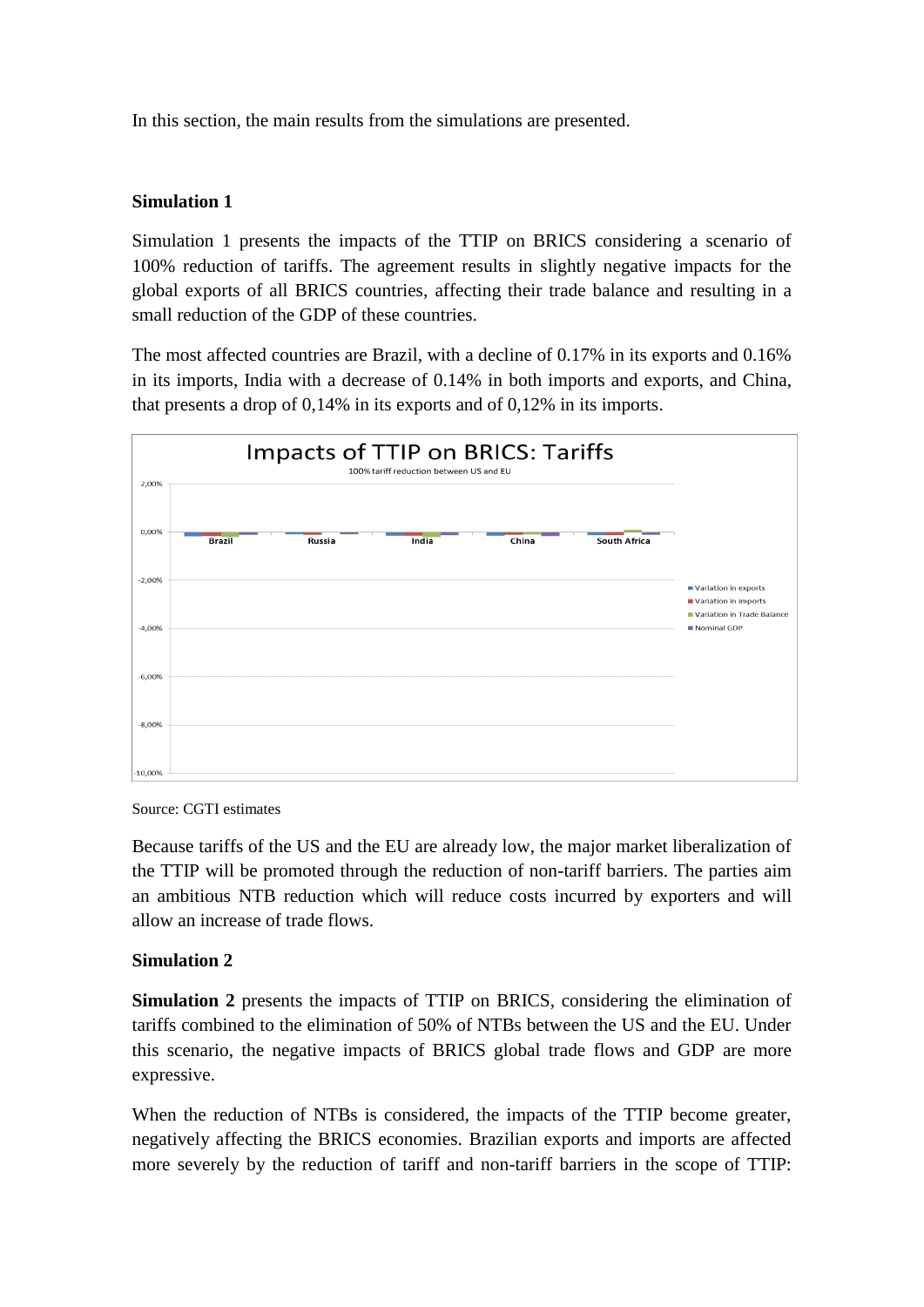In this section, the main results from the simulations are presented.

**Simulation 1**

Simulation 1 presents the impacts of the TTIP on BRICS considering a scenario of 100% reduction of tariffs. The agreement results in slightly negative impacts for the global exports of all BRICS countries, affecting their trade balance and resulting in a small reduction of the GDP of these countries.

The most affected countries are Brazil, with a decline of 0.17% in its exports and 0.16% in its imports, India with a decrease of 0.14% in both imports and exports, and China, that presents a drop of 0,14% in its exports and of 0,12% in its imports.

Source: CGTI estimates

Because tariffs of the US and the EU are already low, the major market liberalization of the TTIP will be promoted through the reduction of non-tariff barriers. The parties aim an ambitious NTB reduction which will reduce costs incurred by exporters and will allow an increase of trade flows.

**Simulation 2**

**Simulation 2** presents the impacts of TTIP on BRICS, considering the elimination of tariffs combined to the elimination of 50% of NTBs between the US and the EU. Under this scenario, the negative impacts of BRICS global trade flows and GDP are more expressive.

When the reduction of NTBs is considered, the impacts of the TTIP become greater, negatively affecting the BRICS economies. Brazilian exports and imports are affected more severely by the reduction of tariff and non-tariff barriers in the scope of TTIP: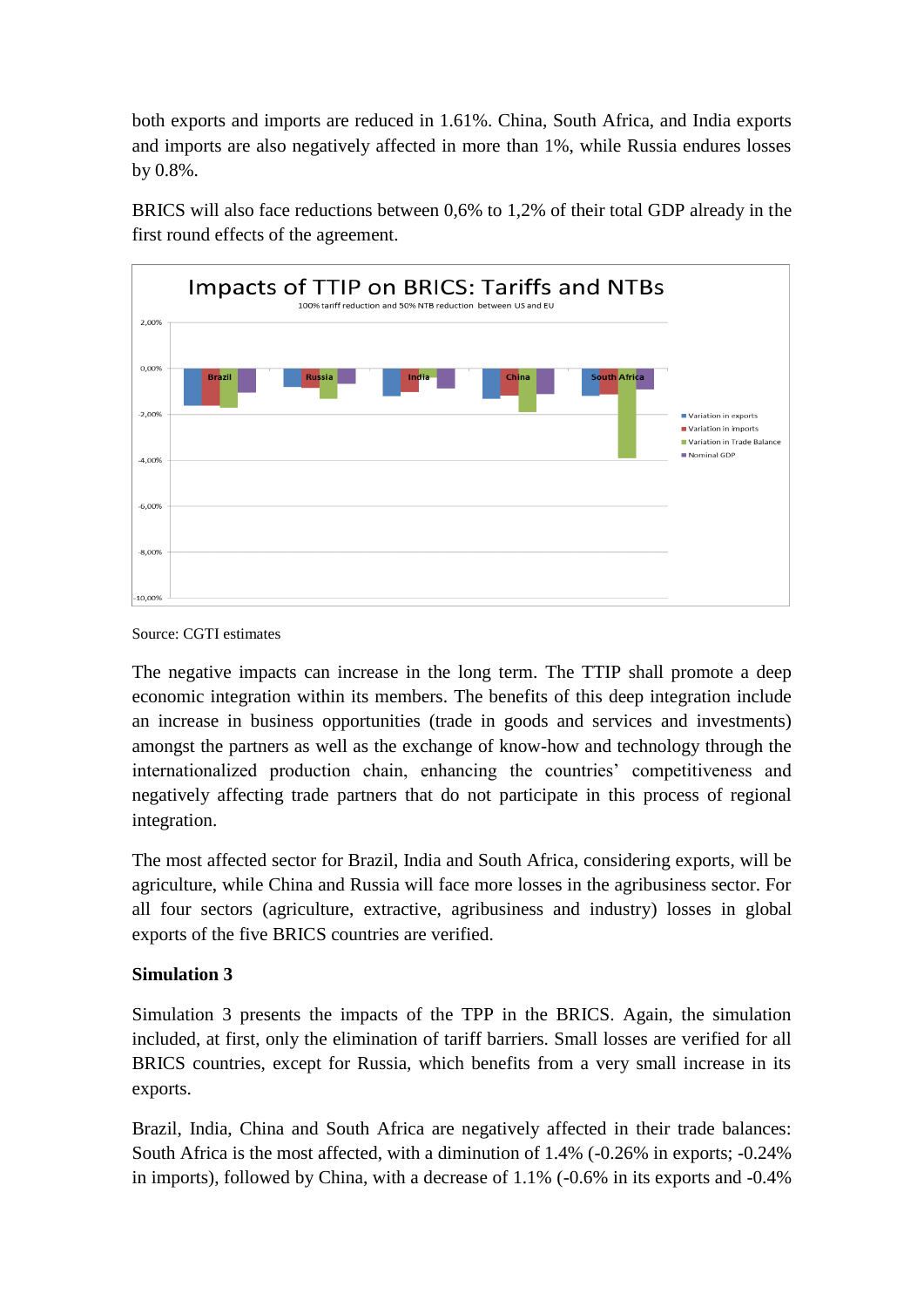both exports and imports are reduced in 1.61%. China, South Africa, and India exports and imports are also negatively affected in more than 1%, while Russia endures losses by 0.8%.

BRICS will also face reductions between 0,6% to 1,2% of their total GDP already in the first round effects of the agreement.

Impacts of TTIP on BRICS: Tariffs and NTBs

100% tariff reduction and 50% NTB reduction between US and EU

Source: CGTI estimates

The negative impacts can increase in the long term. The TTIP shall promote a deep economic integration within its members. The benefits of this deep integration include an increase in business opportunities (trade in goods and services and investments) amongst the partners as well as the exchange of know-how and technology through the internationalized production chain, enhancing the countries' competitiveness and negatively affecting trade partners that do not participate in this process of regional integration.

The most affected sector for Brazil, India and South Africa, considering exports, will be agriculture, while China and Russia will face more losses in the agribusiness sector. For all four sectors (agriculture, extractive, agribusiness and industry) losses in global exports of the five BRICS countries are verified.

**Simulation 3**

Simulation 3 presents the impacts of the TPP in the BRICS. Again, the simulation included, at first, only the elimination of tariff barriers. Small losses are verified for all BRICS countries, except for Russia, which benefits from a very small increase in its exports.

Brazil, India, China and South Africa are negatively affected in their trade balances: South Africa is the most affected, with a diminution of 1.4% (-0.26% in exports; -0.24% in imports), followed by China, with a decrease of 1.1% (-0.6% in its exports and -0.4%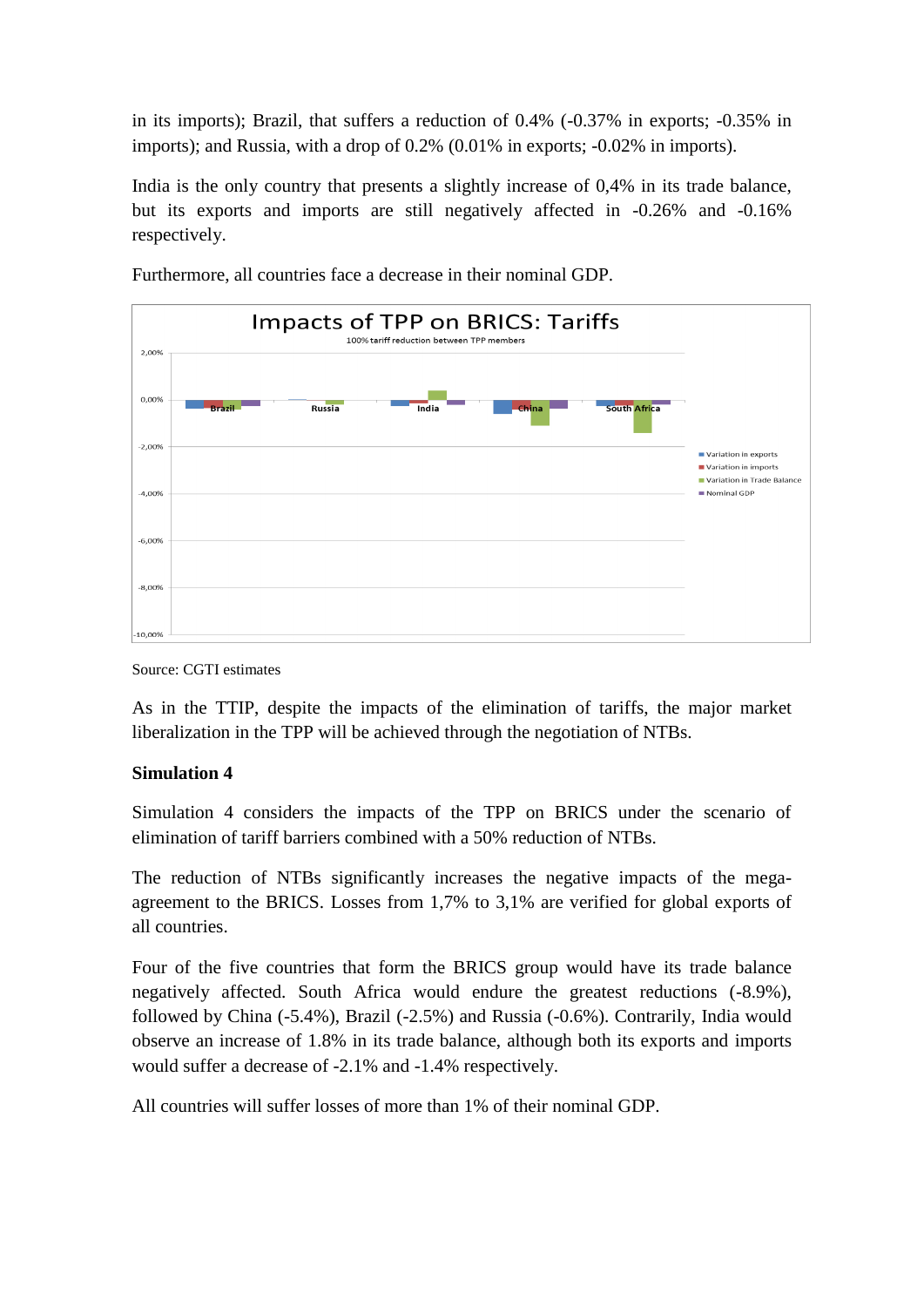in its imports); Brazil, that suffers a reduction of 0.4% (-0.37% in exports; -0.35% in imports); and Russia, with a drop of 0.2% (0.01% in exports; -0.02% in imports).

India is the only country that presents a slightly increase of 0,4% in its trade balance, but its exports and imports are still negatively affected in -0.26% and -0.16% respectively.

Furthermore, all countries face a decrease in their nominal GDP.

Impacts of TPP on BRICS: Tariffs

100% tariff reduction between TPP members

Source: CGTI estimates

As in the TTIP, despite the impacts of the elimination of tariffs, the major market liberalization in the TPP will be achieved through the negotiation of NTBs.

**Simulation 4**

Simulation 4 considers the impacts of the TPP on BRICS under the scenario of elimination of tariff barriers combined with a 50% reduction of NTBs.

The reduction of NTBs significantly increases the negative impacts of the mega-agreement to the BRICS. Losses from 1,7% to 3,1% are verified for global exports of all countries.

Four of the five countries that form the BRICS group would have its trade balance negatively affected. South Africa would endure the greatest reductions (-8.9%), followed by China (-5.4%), Brazil (-2.5%) and Russia (-0.6%). Contrarily, India would observe an increase of 1.8% in its trade balance, although both its exports and imports would suffer a decrease of -2.1% and -1.4% respectively.

All countries will suffer losses of more than 1% of their nominal GDP.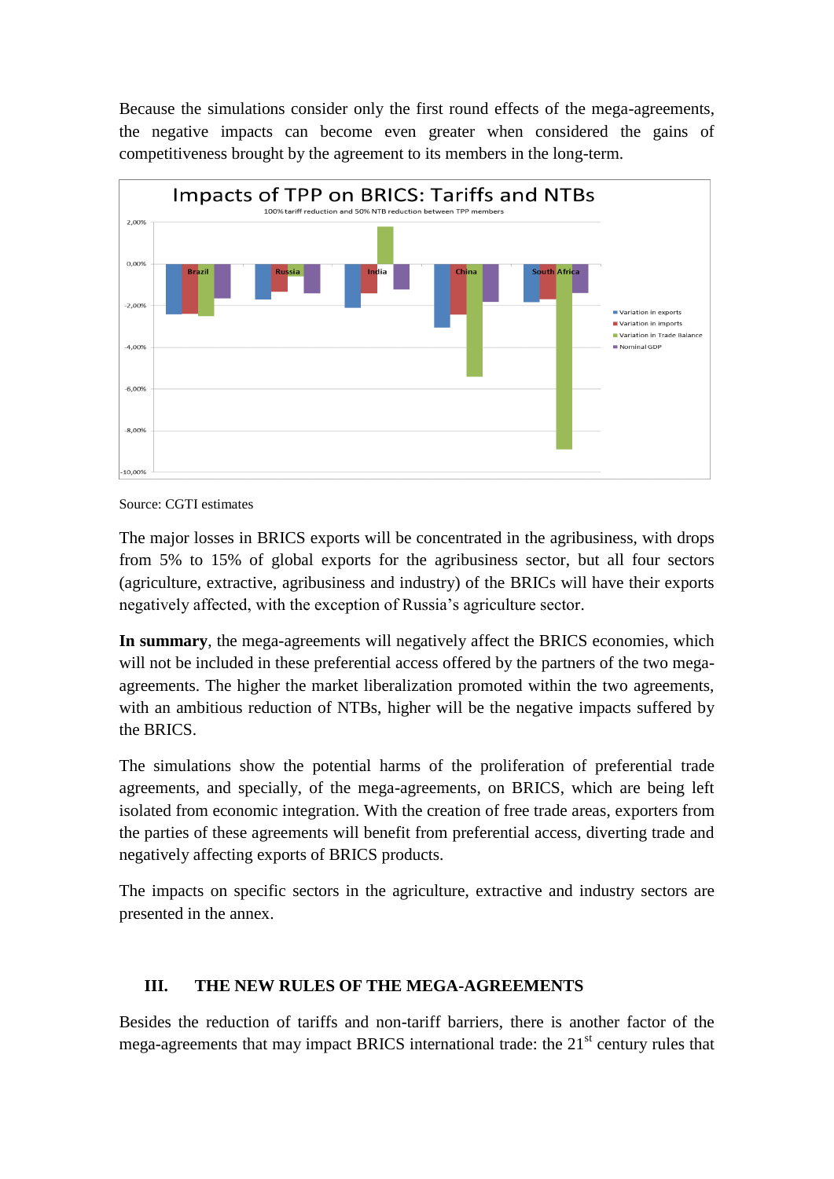Because the simulations consider only the first round effects of the mega-agreements, the negative impacts can become even greater when considered the gains of competitiveness brought by the agreement to its members in the long-term.

Impacts of TPP on BRICS: Tariffs and NTBs

100% tariff reduction and 50% NTB reduction between TPP members

Source: CGTI estimates

The major losses in BRICS exports will be concentrated in the agribusiness, with drops from 5% to 15% of global exports for the agribusiness sector, but all four sectors (agriculture, extractive, agribusiness and industry) of the BRICs will have their exports negatively affected, with the exception of Russia's agriculture sector.

**In summary**, the mega-agreements will negatively affect the BRICS economies, which will not be included in these preferential access offered by the partners of the two mega-agreements. The higher the market liberalization promoted within the two agreements, with an ambitious reduction of NTBs, higher will be the negative impacts suffered by the BRICS.

The simulations show the potential harms of the proliferation of preferential trade agreements, and specially, of the mega-agreements, on BRICS, which are being left isolated from economic integration. With the creation of free trade areas, exporters from the parties of these agreements will benefit from preferential access, diverting trade and negatively affecting exports of BRICS products.

The impacts on specific sectors in the agriculture, extractive and industry sectors are presented in the annex.

## III. THE NEW RULES OF THE MEGA-AGREEMENTS

Besides the reduction of tariffs and non-tariff barriers, there is another factor of the mega-agreements that may impact BRICS international trade: the 21st century rules that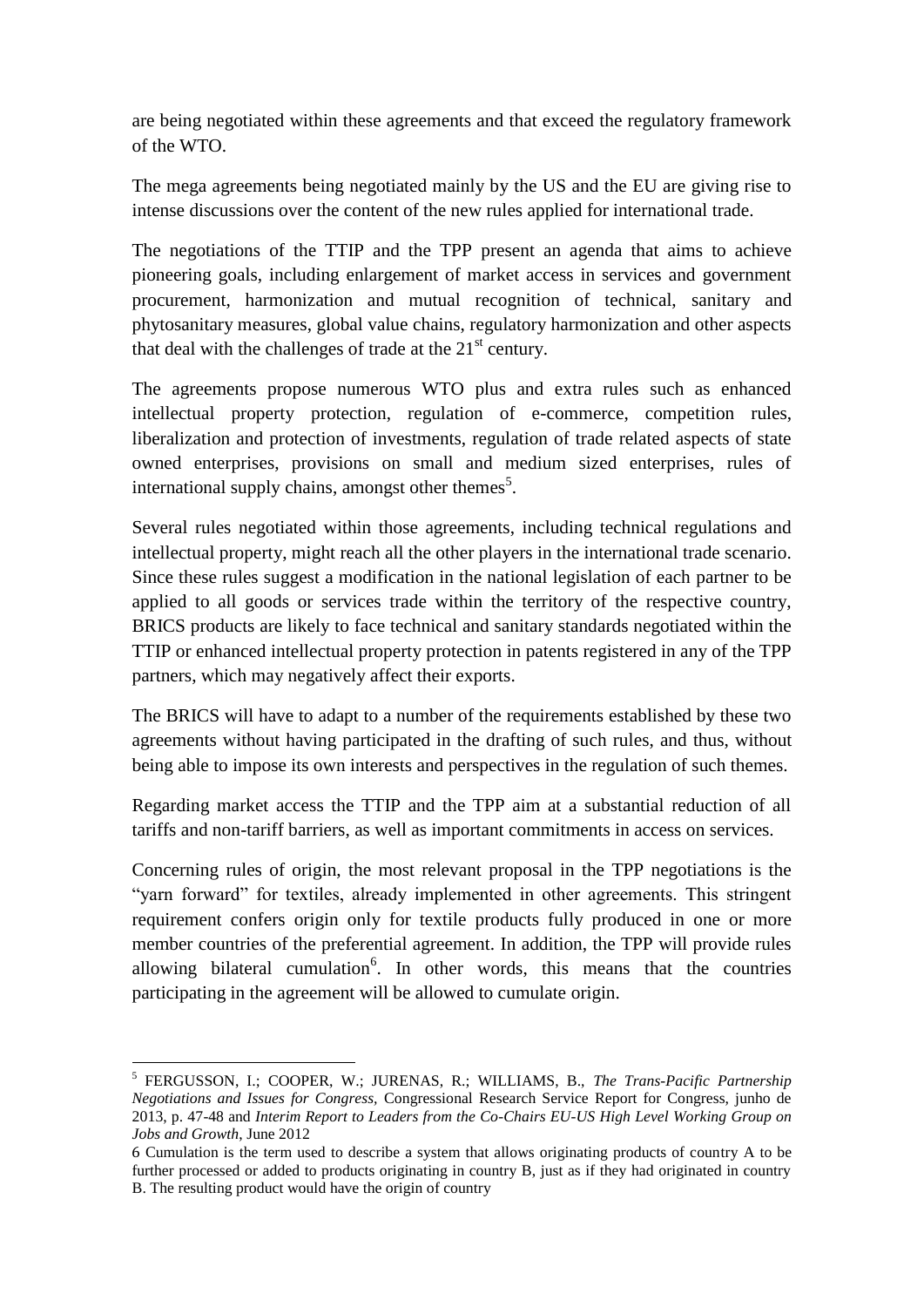are being negotiated within these agreements and that exceed the regulatory framework of the WTO.

The mega agreements being negotiated mainly by the US and the EU are giving rise to intense discussions over the content of the new rules applied for international trade.

The negotiations of the TTIP and the TPP present an agenda that aims to achieve pioneering goals, including enlargement of market access in services and government procurement, harmonization and mutual recognition of technical, sanitary and phytosanitary measures, global value chains, regulatory harmonization and other aspects that deal with the challenges of trade at the 21st century.

The agreements propose numerous WTO plus and extra rules such as enhanced intellectual property protection, regulation of e-commerce, competition rules, liberalization and protection of investments, regulation of trade related aspects of state owned enterprises, provisions on small and medium sized enterprises, rules of international supply chains, amongst other themes[5].

Several rules negotiated within those agreements, including technical regulations and intellectual property, might reach all the other players in the international trade scenario. Since these rules suggest a modification in the national legislation of each partner to be applied to all goods or services trade within the territory of the respective country, BRICS products are likely to face technical and sanitary standards negotiated within the TTIP or enhanced intellectual property protection in patents registered in any of the TPP partners, which may negatively affect their exports.

The BRICS will have to adapt to a number of the requirements established by these two agreements without having participated in the drafting of such rules, and thus, without being able to impose its own interests and perspectives in the regulation of such themes.

Regarding market access the TTIP and the TPP aim at a substantial reduction of all tariffs and non-tariff barriers, as well as important commitments in access on services.

Concerning rules of origin, the most relevant proposal in the TPP negotiations is the "yarn forward" for textiles, already implemented in other agreements. This stringent requirement confers origin only for textile products fully produced in one or more member countries of the preferential agreement. In addition, the TPP will provide rules allowing bilateral cumulation[6]. In other words, this means that the countries participating in the agreement will be allowed to cumulate origin.

---

[5] FERGUSSON, I.; COOPER, W.; JURENAS, R.; WILLIAMS, B., *The Trans-Pacific Partnership Negotiations and Issues for Congress*, Congressional Research Service Report for Congress, junho de 2013, p. 47-48 and *Interim Report to Leaders from the Co-Chairs EU-US High Level Working Group on Jobs and Growth*, June 2012

[6] Cumulation is the term used to describe a system that allows originating products of country A to be further processed or added to products originating in country B, just as if they had originated in country B. The resulting product would have the origin of country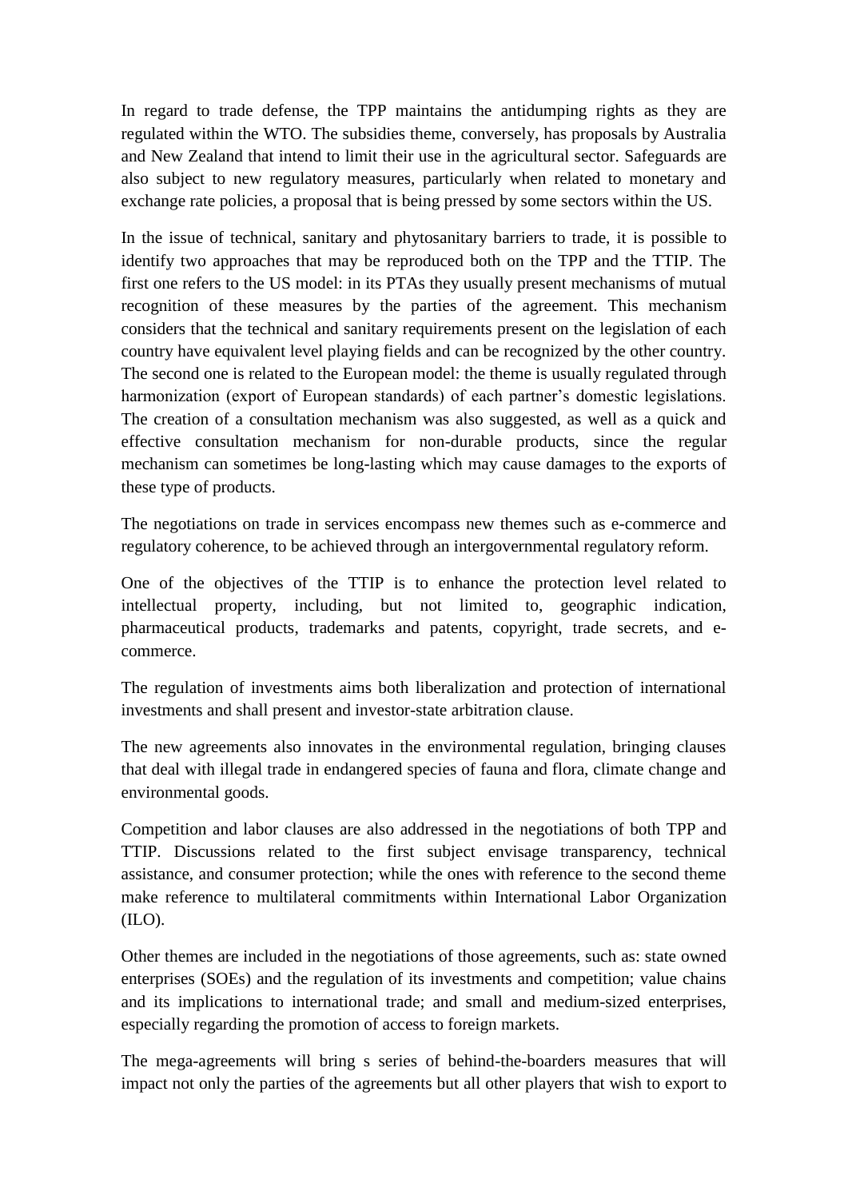In regard to trade defense, the TPP maintains the antidumping rights as they are regulated within the WTO. The subsidies theme, conversely, has proposals by Australia and New Zealand that intend to limit their use in the agricultural sector. Safeguards are also subject to new regulatory measures, particularly when related to monetary and exchange rate policies, a proposal that is being pressed by some sectors within the US.

In the issue of technical, sanitary and phytosanitary barriers to trade, it is possible to identify two approaches that may be reproduced both on the TPP and the TTIP. The first one refers to the US model: in its PTAs they usually present mechanisms of mutual recognition of these measures by the parties of the agreement. This mechanism considers that the technical and sanitary requirements present on the legislation of each country have equivalent level playing fields and can be recognized by the other country. The second one is related to the European model: the theme is usually regulated through harmonization (export of European standards) of each partner's domestic legislations. The creation of a consultation mechanism was also suggested, as well as a quick and effective consultation mechanism for non-durable products, since the regular mechanism can sometimes be long-lasting which may cause damages to the exports of these type of products.

The negotiations on trade in services encompass new themes such as e-commerce and regulatory coherence, to be achieved through an intergovernmental regulatory reform.

One of the objectives of the TTIP is to enhance the protection level related to intellectual property, including, but not limited to, geographic indication, pharmaceutical products, trademarks and patents, copyright, trade secrets, and e-commerce.

The regulation of investments aims both liberalization and protection of international investments and shall present and investor-state arbitration clause.

The new agreements also innovates in the environmental regulation, bringing clauses that deal with illegal trade in endangered species of fauna and flora, climate change and environmental goods.

Competition and labor clauses are also addressed in the negotiations of both TPP and TTIP. Discussions related to the first subject envisage transparency, technical assistance, and consumer protection; while the ones with reference to the second theme make reference to multilateral commitments within International Labor Organization (ILO).

Other themes are included in the negotiations of those agreements, such as: state owned enterprises (SOEs) and the regulation of its investments and competition; value chains and its implications to international trade; and small and medium-sized enterprises, especially regarding the promotion of access to foreign markets.

The mega-agreements will bring s series of behind-the-boarders measures that will impact not only the parties of the agreements but all other players that wish to export to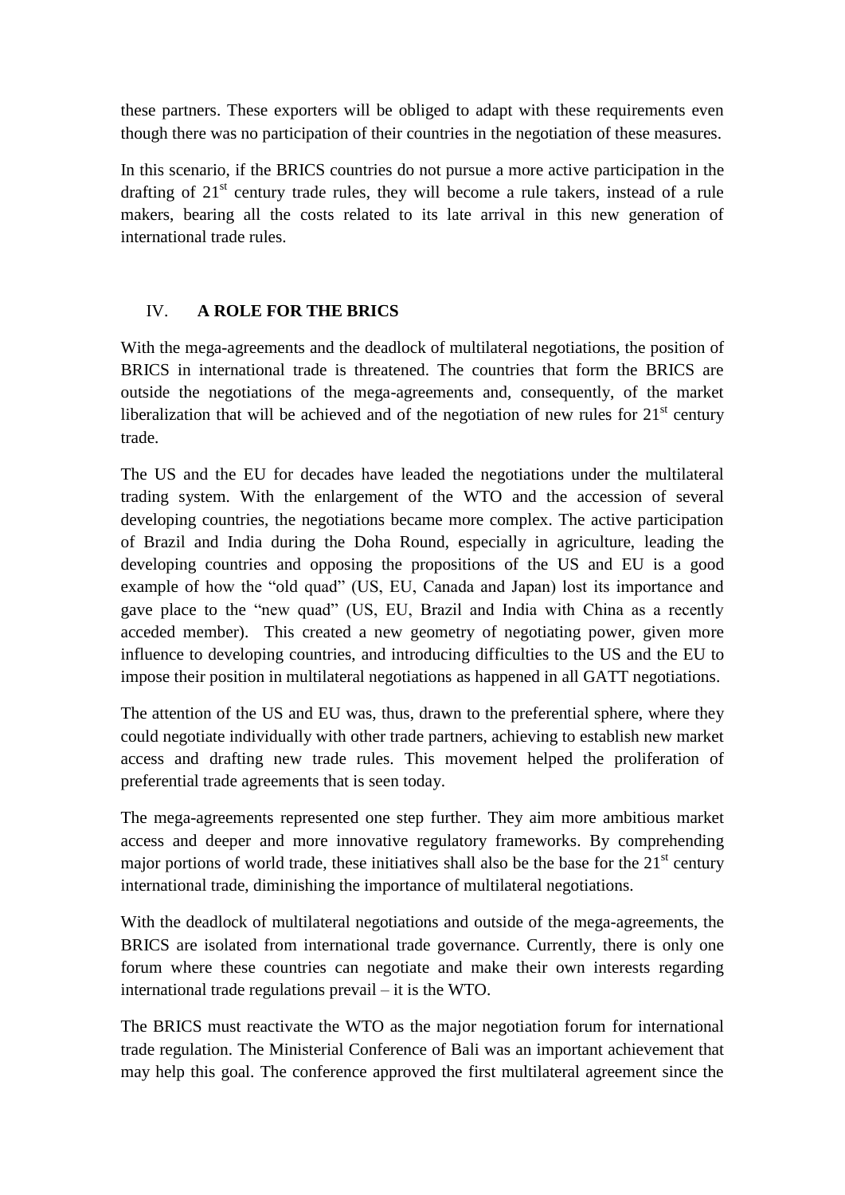these partners. These exporters will be obliged to adapt with these requirements even though there was no participation of their countries in the negotiation of these measures.

In this scenario, if the BRICS countries do not pursue a more active participation in the drafting of 21st century trade rules, they will become a rule takers, instead of a rule makers, bearing all the costs related to its late arrival in this new generation of international trade rules.

## IV. A ROLE FOR THE BRICS

With the mega-agreements and the deadlock of multilateral negotiations, the position of BRICS in international trade is threatened. The countries that form the BRICS are outside the negotiations of the mega-agreements and, consequently, of the market liberalization that will be achieved and of the negotiation of new rules for 21st century trade.

The US and the EU for decades have leaded the negotiations under the multilateral trading system. With the enlargement of the WTO and the accession of several developing countries, the negotiations became more complex. The active participation of Brazil and India during the Doha Round, especially in agriculture, leading the developing countries and opposing the propositions of the US and EU is a good example of how the "old quad" (US, EU, Canada and Japan) lost its importance and gave place to the "new quad" (US, EU, Brazil and India with China as a recently acceded member). This created a new geometry of negotiating power, given more influence to developing countries, and introducing difficulties to the US and the EU to impose their position in multilateral negotiations as happened in all GATT negotiations.

The attention of the US and EU was, thus, drawn to the preferential sphere, where they could negotiate individually with other trade partners, achieving to establish new market access and drafting new trade rules. This movement helped the proliferation of preferential trade agreements that is seen today.

The mega-agreements represented one step further. They aim more ambitious market access and deeper and more innovative regulatory frameworks. By comprehending major portions of world trade, these initiatives shall also be the base for the 21st century international trade, diminishing the importance of multilateral negotiations.

With the deadlock of multilateral negotiations and outside of the mega-agreements, the BRICS are isolated from international trade governance. Currently, there is only one forum where these countries can negotiate and make their own interests regarding international trade regulations prevail – it is the WTO.

The BRICS must reactivate the WTO as the major negotiation forum for international trade regulation. The Ministerial Conference of Bali was an important achievement that may help this goal. The conference approved the first multilateral agreement since the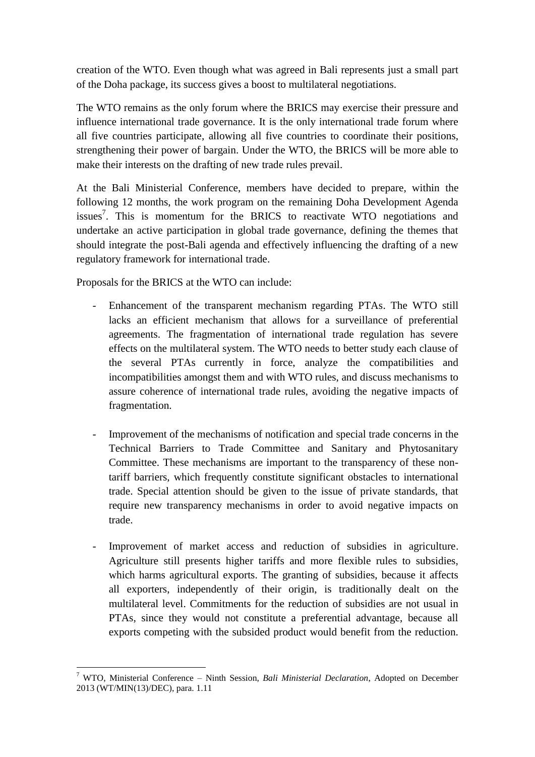creation of the WTO. Even though what was agreed in Bali represents just a small part of the Doha package, its success gives a boost to multilateral negotiations.

The WTO remains as the only forum where the BRICS may exercise their pressure and influence international trade governance. It is the only international trade forum where all five countries participate, allowing all five countries to coordinate their positions, strengthening their power of bargain. Under the WTO, the BRICS will be more able to make their interests on the drafting of new trade rules prevail.

At the Bali Ministerial Conference, members have decided to prepare, within the following 12 months, the work program on the remaining Doha Development Agenda issues[7]. This is momentum for the BRICS to reactivate WTO negotiations and undertake an active participation in global trade governance, defining the themes that should integrate the post-Bali agenda and effectively influencing the drafting of a new regulatory framework for international trade.

Proposals for the BRICS at the WTO can include:

- Enhancement of the transparent mechanism regarding PTAs. The WTO still lacks an efficient mechanism that allows for a surveillance of preferential agreements. The fragmentation of international trade regulation has severe effects on the multilateral system. The WTO needs to better study each clause of the several PTAs currently in force, analyze the compatibilities and incompatibilities amongst them and with WTO rules, and discuss mechanisms to assure coherence of international trade rules, avoiding the negative impacts of fragmentation.

- Improvement of the mechanisms of notification and special trade concerns in the Technical Barriers to Trade Committee and Sanitary and Phytosanitary Committee. These mechanisms are important to the transparency of these non-tariff barriers, which frequently constitute significant obstacles to international trade. Special attention should be given to the issue of private standards, that require new transparency mechanisms in order to avoid negative impacts on trade.

- Improvement of market access and reduction of subsidies in agriculture. Agriculture still presents higher tariffs and more flexible rules to subsidies, which harms agricultural exports. The granting of subsidies, because it affects all exporters, independently of their origin, is traditionally dealt on the multilateral level. Commitments for the reduction of subsidies are not usual in PTAs, since they would not constitute a preferential advantage, because all exports competing with the subsided product would benefit from the reduction.

[7] WTO, Ministerial Conference – Ninth Session, *Bali Ministerial Declaration*, Adopted on December 2013 (WT/MIN(13)/DEC), para. 1.11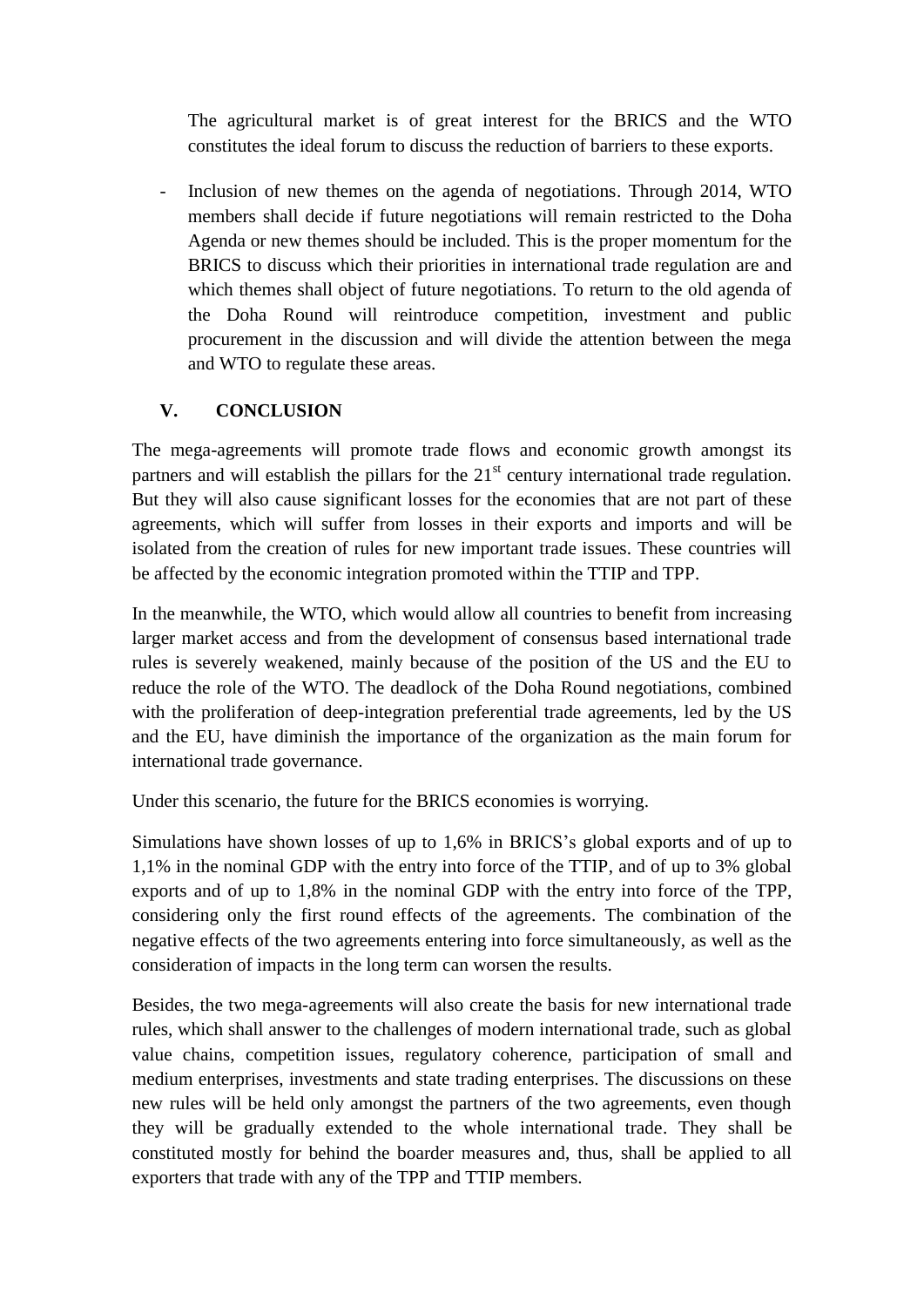The agricultural market is of great interest for the BRICS and the WTO constitutes the ideal forum to discuss the reduction of barriers to these exports.

- Inclusion of new themes on the agenda of negotiations. Through 2014, WTO members shall decide if future negotiations will remain restricted to the Doha Agenda or new themes should be included. This is the proper momentum for the BRICS to discuss which their priorities in international trade regulation are and which themes shall object of future negotiations. To return to the old agenda of the Doha Round will reintroduce competition, investment and public procurement in the discussion and will divide the attention between the mega and WTO to regulate these areas.

## V. CONCLUSION

The mega-agreements will promote trade flows and economic growth amongst its partners and will establish the pillars for the 21st century international trade regulation. But they will also cause significant losses for the economies that are not part of these agreements, which will suffer from losses in their exports and imports and will be isolated from the creation of rules for new important trade issues. These countries will be affected by the economic integration promoted within the TTIP and TPP.

In the meanwhile, the WTO, which would allow all countries to benefit from increasing larger market access and from the development of consensus based international trade rules is severely weakened, mainly because of the position of the US and the EU to reduce the role of the WTO. The deadlock of the Doha Round negotiations, combined with the proliferation of deep-integration preferential trade agreements, led by the US and the EU, have diminish the importance of the organization as the main forum for international trade governance.

Under this scenario, the future for the BRICS economies is worrying.

Simulations have shown losses of up to 1,6% in BRICS's global exports and of up to 1,1% in the nominal GDP with the entry into force of the TTIP, and of up to 3% global exports and of up to 1,8% in the nominal GDP with the entry into force of the TPP, considering only the first round effects of the agreements. The combination of the negative effects of the two agreements entering into force simultaneously, as well as the consideration of impacts in the long term can worsen the results.

Besides, the two mega-agreements will also create the basis for new international trade rules, which shall answer to the challenges of modern international trade, such as global value chains, competition issues, regulatory coherence, participation of small and medium enterprises, investments and state trading enterprises. The discussions on these new rules will be held only amongst the partners of the two agreements, even though they will be gradually extended to the whole international trade. They shall be constituted mostly for behind the boarder measures and, thus, shall be applied to all exporters that trade with any of the TPP and TTIP members.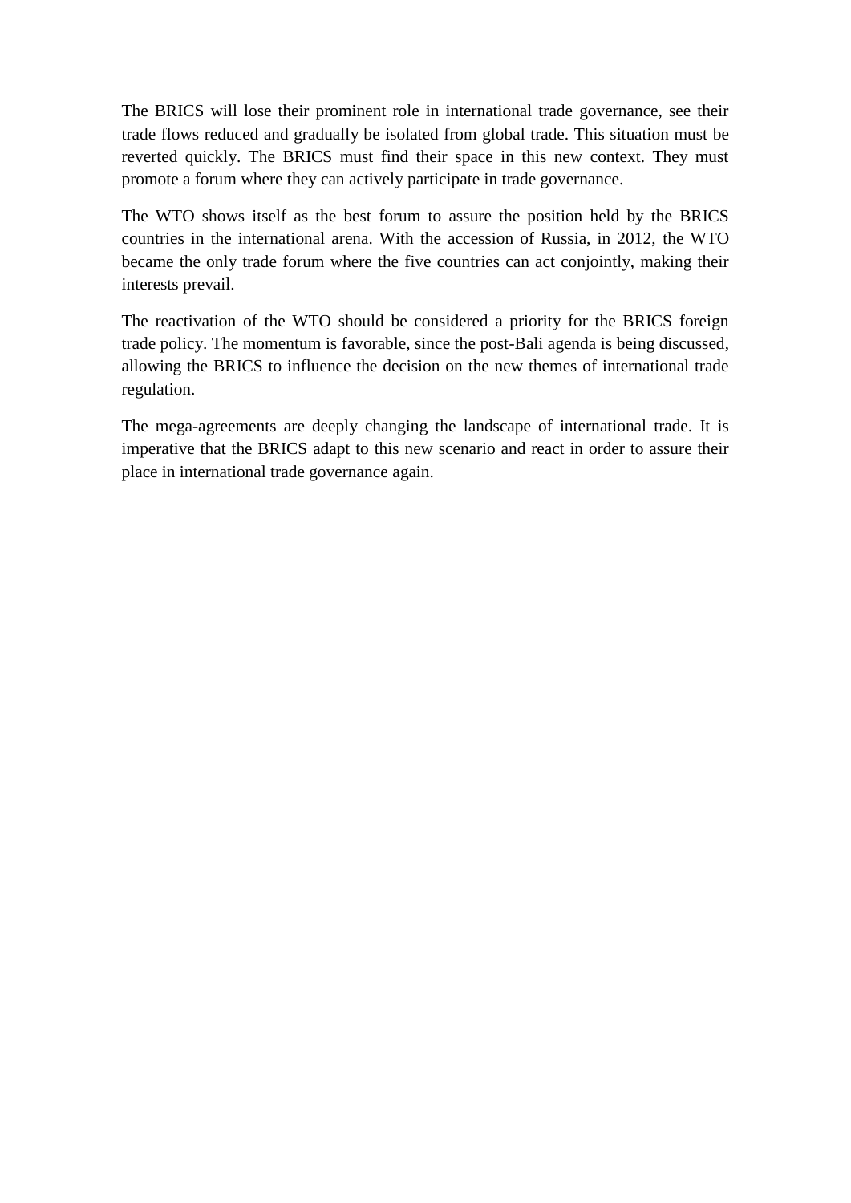The BRICS will lose their prominent role in international trade governance, see their trade flows reduced and gradually be isolated from global trade. This situation must be reverted quickly. The BRICS must find their space in this new context. They must promote a forum where they can actively participate in trade governance.

The WTO shows itself as the best forum to assure the position held by the BRICS countries in the international arena. With the accession of Russia, in 2012, the WTO became the only trade forum where the five countries can act conjointly, making their interests prevail.

The reactivation of the WTO should be considered a priority for the BRICS foreign trade policy. The momentum is favorable, since the post-Bali agenda is being discussed, allowing the BRICS to influence the decision on the new themes of international trade regulation.

The mega-agreements are deeply changing the landscape of international trade. It is imperative that the BRICS adapt to this new scenario and react in order to assure their place in international trade governance again.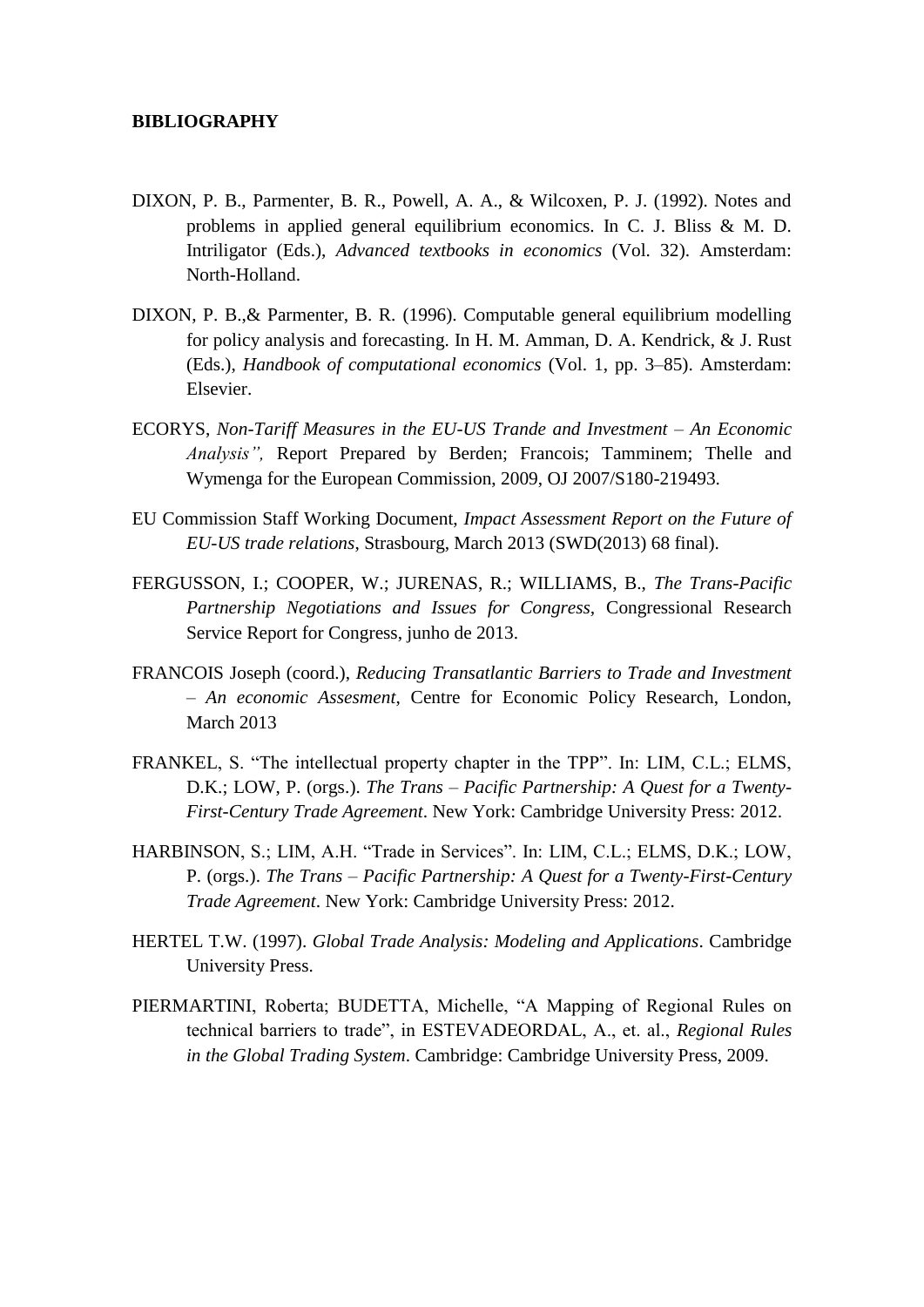**BIBLIOGRAPHY**

DIXON, P. B., Parmenter, B. R., Powell, A. A., & Wilcoxen, P. J. (1992). Notes and problems in applied general equilibrium economics. In C. J. Bliss & M. D. Intriligator (Eds.), *Advanced textbooks in economics* (Vol. 32). Amsterdam: North-Holland.

DIXON, P. B.,& Parmenter, B. R. (1996). Computable general equilibrium modelling for policy analysis and forecasting. In H. M. Amman, D. A. Kendrick, & J. Rust (Eds.), *Handbook of computational economics* (Vol. 1, pp. 3–85). Amsterdam: Elsevier.

ECORYS, *Non-Tariff Measures in the EU-US Trande and Investment – An Economic Analysis",* Report Prepared by Berden; Francois; Tamminem; Thelle and Wymenga for the European Commission, 2009, OJ 2007/S180-219493.

EU Commission Staff Working Document, *Impact Assessment Report on the Future of EU-US trade relations*, Strasbourg, March 2013 (SWD(2013) 68 final).

FERGUSSON, I.; COOPER, W.; JURENAS, R.; WILLIAMS, B., *The Trans-Pacific Partnership Negotiations and Issues for Congress*, Congressional Research Service Report for Congress, junho de 2013.

FRANCOIS Joseph (coord.), *Reducing Transatlantic Barriers to Trade and Investment – An economic Assesment*, Centre for Economic Policy Research, London, March 2013

FRANKEL, S. "The intellectual property chapter in the TPP". In: LIM, C.L.; ELMS, D.K.; LOW, P. (orgs.). *The Trans – Pacific Partnership: A Quest for a Twenty-First-Century Trade Agreement*. New York: Cambridge University Press: 2012.

HARBINSON, S.; LIM, A.H. "Trade in Services". In: LIM, C.L.; ELMS, D.K.; LOW, P. (orgs.). *The Trans – Pacific Partnership: A Quest for a Twenty-First-Century Trade Agreement*. New York: Cambridge University Press: 2012.

HERTEL T.W. (1997). *Global Trade Analysis: Modeling and Applications*. Cambridge University Press.

PIERMARTINI, Roberta; BUDETTA, Michelle, "A Mapping of Regional Rules on technical barriers to trade", in ESTEVADEORDAL, A., et. al., *Regional Rules in the Global Trading System*. Cambridge: Cambridge University Press, 2009.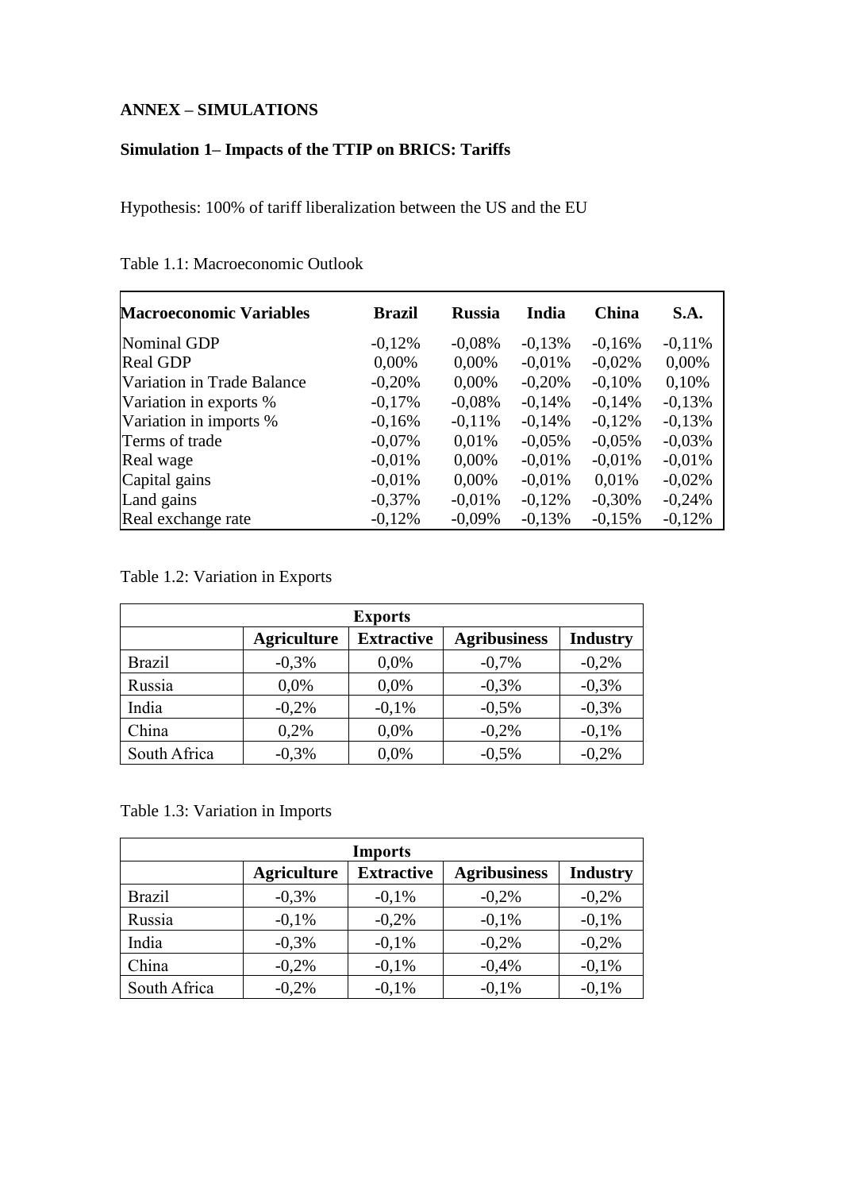**ANNEX – SIMULATIONS**

**Simulation 1– Impacts of the TTIP on BRICS: Tariffs**

Hypothesis: 100% of tariff liberalization between the US and the EU

Table 1.1: Macroeconomic Outlook

| Macroeconomic Variables | Brazil | Russia | India | China | S.A. |
|---|---|---|---|---|---|
| Nominal GDP | -0,12% | -0,08% | -0,13% | -0,16% | -0,11% |
| Real GDP | 0,00% | 0,00% | -0,01% | -0,02% | 0,00% |
| Variation in Trade Balance | -0,20% | 0,00% | -0,20% | -0,10% | 0,10% |
| Variation in exports % | -0,17% | -0,08% | -0,14% | -0,14% | -0,13% |
| Variation in imports % | -0,16% | -0,11% | -0,14% | -0,12% | -0,13% |
| Terms of trade | -0,07% | 0,01% | -0,05% | -0,05% | -0,03% |
| Real wage | -0,01% | 0,00% | -0,01% | -0,01% | -0,01% |
| Capital gains | -0,01% | 0,00% | -0,01% | 0,01% | -0,02% |
| Land gains | -0,37% | -0,01% | -0,12% | -0,30% | -0,24% |
| Real exchange rate | -0,12% | -0,09% | -0,13% | -0,15% | -0,12% |

Table 1.2: Variation in Exports

| Exports | | | | |
|---|---|---|---|---|
| | **Agriculture** | **Extractive** | **Agribusiness** | **Industry** |
| Brazil | -0,3% | 0,0% | -0,7% | -0,2% |
| Russia | 0,0% | 0,0% | -0,3% | -0,3% |
| India | -0,2% | -0,1% | -0,5% | -0,3% |
| China | 0,2% | 0,0% | -0,2% | -0,1% |
| South Africa | -0,3% | 0,0% | -0,5% | -0,2% |

Table 1.3: Variation in Imports

| Imports | | | | |
|---|---|---|---|---|
| | **Agriculture** | **Extractive** | **Agribusiness** | **Industry** |
| Brazil | -0,3% | -0,1% | -0,2% | -0,2% |
| Russia | -0,1% | -0,2% | -0,1% | -0,1% |
| India | -0,3% | -0,1% | -0,2% | -0,2% |
| China | -0,2% | -0,1% | -0,4% | -0,1% |
| South Africa | -0,2% | -0,1% | -0,1% | -0,1% |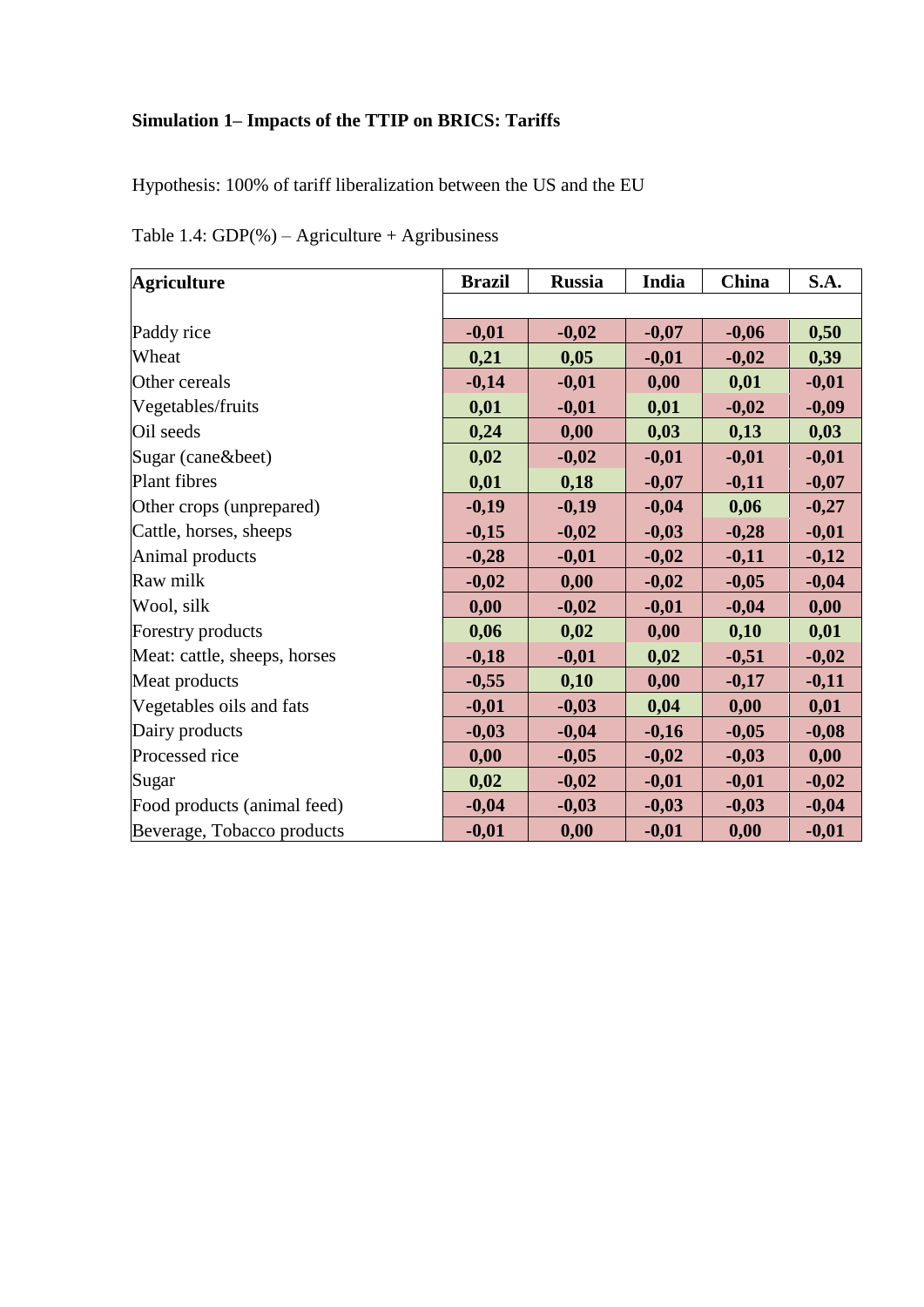**Simulation 1– Impacts of the TTIP on BRICS: Tariffs**

Hypothesis: 100% of tariff liberalization between the US and the EU

Table 1.4: GDP(%) – Agriculture + Agribusiness

| **Agriculture** | **Brazil** | **Russia** | **India** | **China** | **S.A.** |
|---|---|---|---|---|---|
| Paddy rice | **-0,01** | **-0,02** | **-0,07** | **-0,06** | **0,50** |
| Wheat | **0,21** | **0,05** | **-0,01** | **-0,02** | **0,39** |
| Other cereals | **-0,14** | **-0,01** | **0,00** | **0,01** | **-0,01** |
| Vegetables/fruits | **0,01** | **-0,01** | **0,01** | **-0,02** | **-0,09** |
| Oil seeds | **0,24** | **0,00** | **0,03** | **0,13** | **0,03** |
| Sugar (cane&beet) | **0,02** | **-0,02** | **-0,01** | **-0,01** | **-0,01** |
| Plant fibres | **0,01** | **0,18** | **-0,07** | **-0,11** | **-0,07** |
| Other crops (unprepared) | **-0,19** | **-0,19** | **-0,04** | **0,06** | **-0,27** |
| Cattle, horses, sheeps | **-0,15** | **-0,02** | **-0,03** | **-0,28** | **-0,01** |
| Animal products | **-0,28** | **-0,01** | **-0,02** | **-0,11** | **-0,12** |
| Raw milk | **-0,02** | **0,00** | **-0,02** | **-0,05** | **-0,04** |
| Wool, silk | **0,00** | **-0,02** | **-0,01** | **-0,04** | **0,00** |
| Forestry products | **0,06** | **0,02** | **0,00** | **0,10** | **0,01** |
| Meat: cattle, sheeps, horses | **-0,18** | **-0,01** | **0,02** | **-0,51** | **-0,02** |
| Meat products | **-0,55** | **0,10** | **0,00** | **-0,17** | **-0,11** |
| Vegetables oils and fats | **-0,01** | **-0,03** | **0,04** | **0,00** | **0,01** |
| Dairy products | **-0,03** | **-0,04** | **-0,16** | **-0,05** | **-0,08** |
| Processed rice | **0,00** | **-0,05** | **-0,02** | **-0,03** | **0,00** |
| Sugar | **0,02** | **-0,02** | **-0,01** | **-0,01** | **-0,02** |
| Food products (animal feed) | **-0,04** | **-0,03** | **-0,03** | **-0,03** | **-0,04** |
| Beverage, Tobacco products | **-0,01** | **0,00** | **-0,01** | **0,00** | **-0,01** |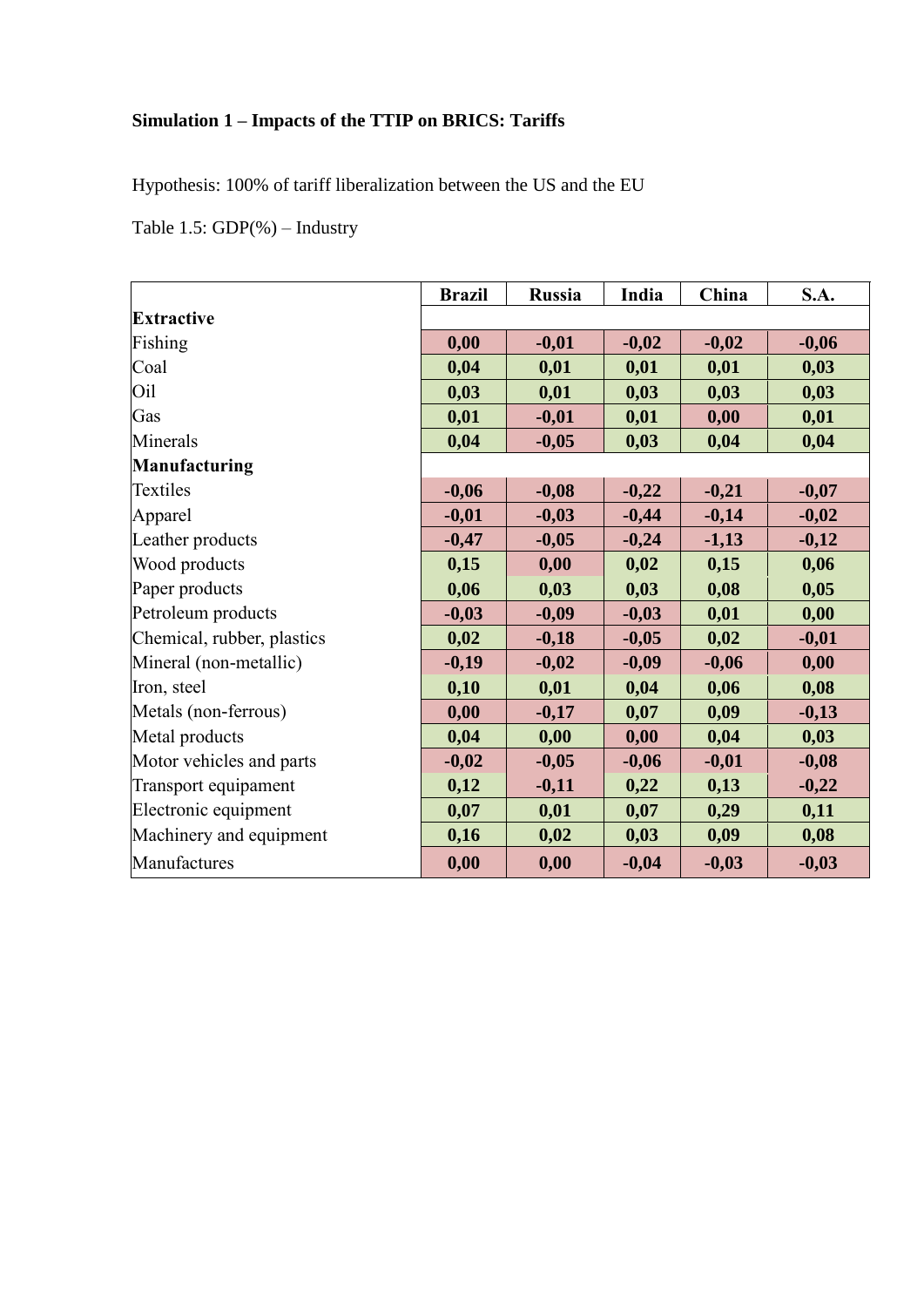**Simulation 1 – Impacts of the TTIP on BRICS: Tariffs**

Hypothesis: 100% of tariff liberalization between the US and the EU

Table 1.5: GDP(%) – Industry

| | Brazil | Russia | India | China | S.A. |
|---|---|---|---|---|---|
| **Extractive** | | | | | |
| Fishing | **0,00** | **-0,01** | **-0,02** | **-0,02** | **-0,06** |
| Coal | **0,04** | **0,01** | **0,01** | **0,01** | **0,03** |
| Oil | **0,03** | **0,01** | **0,03** | **0,03** | **0,03** |
| Gas | **0,01** | **-0,01** | **0,01** | **0,00** | **0,01** |
| Minerals | **0,04** | **-0,05** | **0,03** | **0,04** | **0,04** |
| **Manufacturing** | | | | | |
| Textiles | **-0,06** | **-0,08** | **-0,22** | **-0,21** | **-0,07** |
| Apparel | **-0,01** | **-0,03** | **-0,44** | **-0,14** | **-0,02** |
| Leather products | **-0,47** | **-0,05** | **-0,24** | **-1,13** | **-0,12** |
| Wood products | **0,15** | **0,00** | **0,02** | **0,15** | **0,06** |
| Paper products | **0,06** | **0,03** | **0,03** | **0,08** | **0,05** |
| Petroleum products | **-0,03** | **-0,09** | **-0,03** | **0,01** | **0,00** |
| Chemical, rubber, plastics | **0,02** | **-0,18** | **-0,05** | **0,02** | **-0,01** |
| Mineral (non-metallic) | **-0,19** | **-0,02** | **-0,09** | **-0,06** | **0,00** |
| Iron, steel | **0,10** | **0,01** | **0,04** | **0,06** | **0,08** |
| Metals (non-ferrous) | **0,00** | **-0,17** | **0,07** | **0,09** | **-0,13** |
| Metal products | **0,04** | **0,00** | **0,00** | **0,04** | **0,03** |
| Motor vehicles and parts | **-0,02** | **-0,05** | **-0,06** | **-0,01** | **-0,08** |
| Transport equipament | **0,12** | **-0,11** | **0,22** | **0,13** | **-0,22** |
| Electronic equipment | **0,07** | **0,01** | **0,07** | **0,29** | **0,11** |
| Machinery and equipment | **0,16** | **0,02** | **0,03** | **0,09** | **0,08** |
| Manufactures | **0,00** | **0,00** | **-0,04** | **-0,03** | **-0,03** |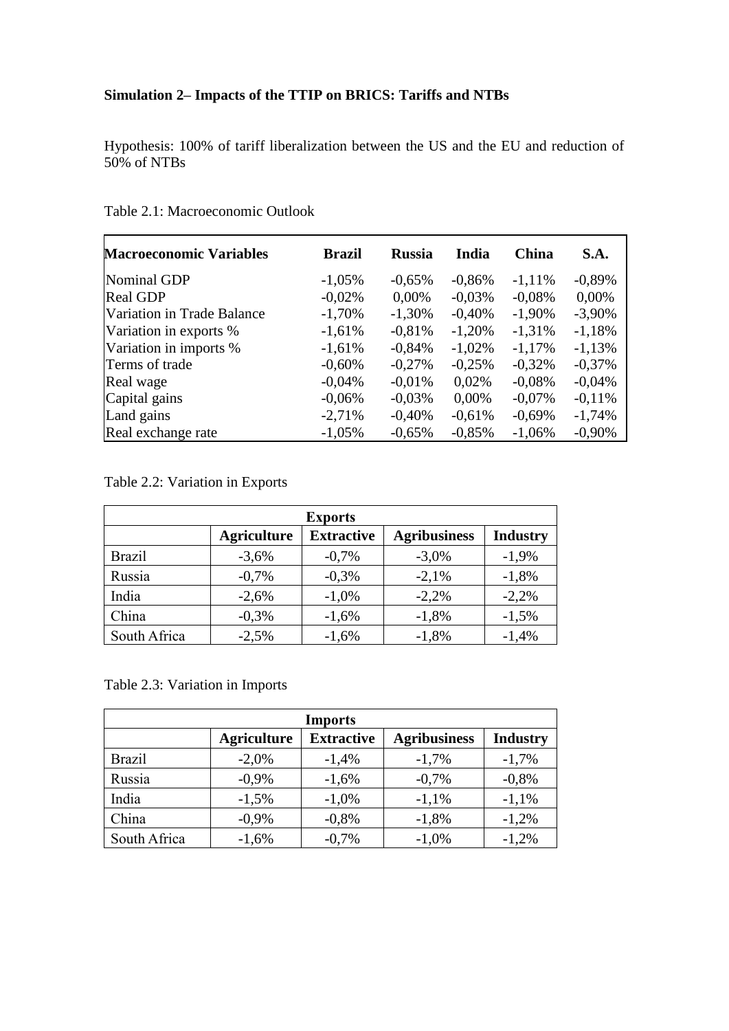**Simulation 2– Impacts of the TTIP on BRICS: Tariffs and NTBs**

Hypothesis: 100% of tariff liberalization between the US and the EU and reduction of 50% of NTBs

Table 2.1: Macroeconomic Outlook

| Macroeconomic Variables | Brazil | Russia | India | China | S.A. |
|---|---|---|---|---|---|
| Nominal GDP | -1,05% | -0,65% | -0,86% | -1,11% | -0,89% |
| Real GDP | -0,02% | 0,00% | -0,03% | -0,08% | 0,00% |
| Variation in Trade Balance | -1,70% | -1,30% | -0,40% | -1,90% | -3,90% |
| Variation in exports % | -1,61% | -0,81% | -1,20% | -1,31% | -1,18% |
| Variation in imports % | -1,61% | -0,84% | -1,02% | -1,17% | -1,13% |
| Terms of trade | -0,60% | -0,27% | -0,25% | -0,32% | -0,37% |
| Real wage | -0,04% | -0,01% | 0,02% | -0,08% | -0,04% |
| Capital gains | -0,06% | -0,03% | 0,00% | -0,07% | -0,11% |
| Land gains | -2,71% | -0,40% | -0,61% | -0,69% | -1,74% |
| Real exchange rate | -1,05% | -0,65% | -0,85% | -1,06% | -0,90% |

Table 2.2: Variation in Exports

| Exports | | | | |
|---|---|---|---|---|
| | **Agriculture** | **Extractive** | **Agribusiness** | **Industry** |
| Brazil | -3,6% | -0,7% | -3,0% | -1,9% |
| Russia | -0,7% | -0,3% | -2,1% | -1,8% |
| India | -2,6% | -1,0% | -2,2% | -2,2% |
| China | -0,3% | -1,6% | -1,8% | -1,5% |
| South Africa | -2,5% | -1,6% | -1,8% | -1,4% |

Table 2.3: Variation in Imports

| Imports | | | | |
|---|---|---|---|---|
| | **Agriculture** | **Extractive** | **Agribusiness** | **Industry** |
| Brazil | -2,0% | -1,4% | -1,7% | -1,7% |
| Russia | -0,9% | -1,6% | -0,7% | -0,8% |
| India | -1,5% | -1,0% | -1,1% | -1,1% |
| China | -0,9% | -0,8% | -1,8% | -1,2% |
| South Africa | -1,6% | -0,7% | -1,0% | -1,2% |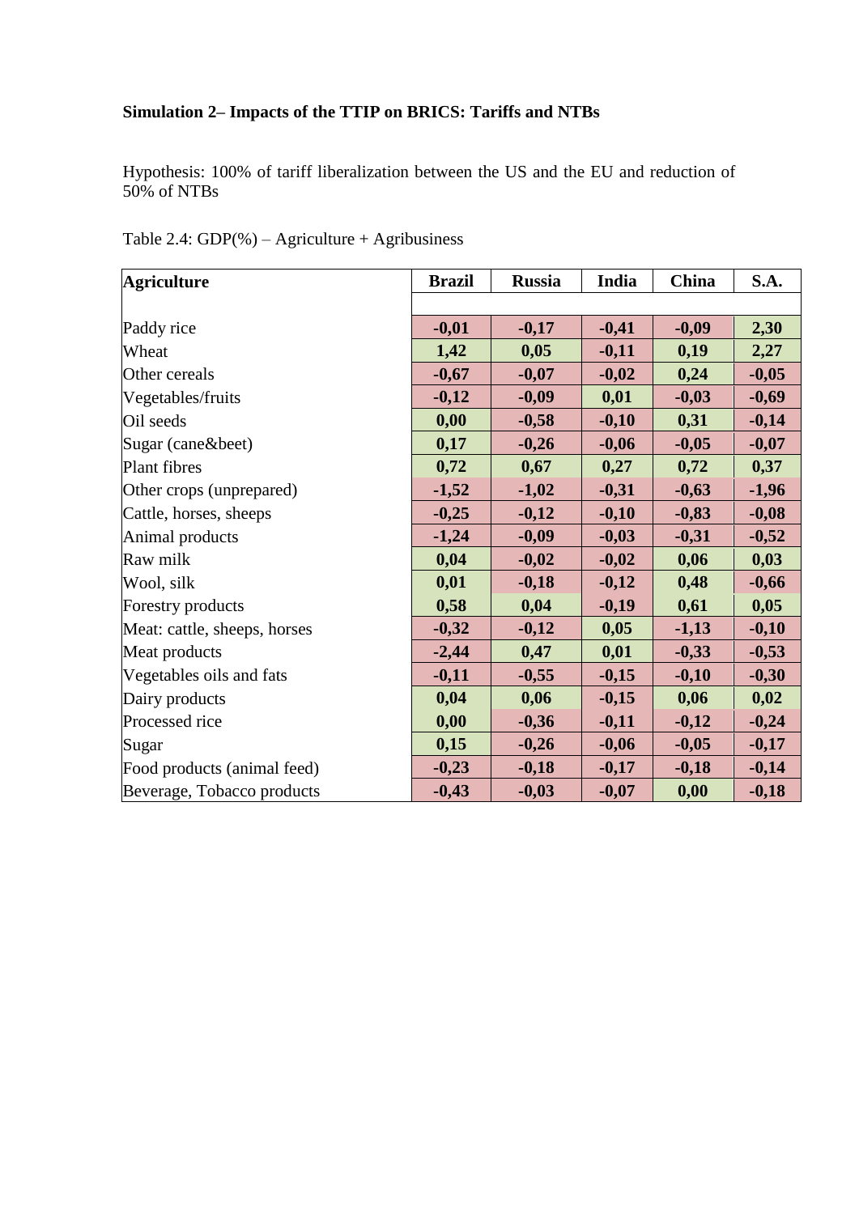**Simulation 2– Impacts of the TTIP on BRICS: Tariffs and NTBs**

Hypothesis: 100% of tariff liberalization between the US and the EU and reduction of 50% of NTBs

Table 2.4: GDP(%) – Agriculture + Agribusiness

| Agriculture | Brazil | Russia | India | China | S.A. |
|---|---|---|---|---|---|
| Paddy rice | **-0,01** | **-0,17** | **-0,41** | **-0,09** | **2,30** |
| Wheat | **1,42** | **0,05** | **-0,11** | **0,19** | **2,27** |
| Other cereals | **-0,67** | **-0,07** | **-0,02** | **0,24** | **-0,05** |
| Vegetables/fruits | **-0,12** | **-0,09** | **0,01** | **-0,03** | **-0,69** |
| Oil seeds | **0,00** | **-0,58** | **-0,10** | **0,31** | **-0,14** |
| Sugar (cane&beet) | **0,17** | **-0,26** | **-0,06** | **-0,05** | **-0,07** |
| Plant fibres | **0,72** | **0,67** | **0,27** | **0,72** | **0,37** |
| Other crops (unprepared) | **-1,52** | **-1,02** | **-0,31** | **-0,63** | **-1,96** |
| Cattle, horses, sheeps | **-0,25** | **-0,12** | **-0,10** | **-0,83** | **-0,08** |
| Animal products | **-1,24** | **-0,09** | **-0,03** | **-0,31** | **-0,52** |
| Raw milk | **0,04** | **-0,02** | **-0,02** | **0,06** | **0,03** |
| Wool, silk | **0,01** | **-0,18** | **-0,12** | **0,48** | **-0,66** |
| Forestry products | **0,58** | **0,04** | **-0,19** | **0,61** | **0,05** |
| Meat: cattle, sheeps, horses | **-0,32** | **-0,12** | **0,05** | **-1,13** | **-0,10** |
| Meat products | **-2,44** | **0,47** | **0,01** | **-0,33** | **-0,53** |
| Vegetables oils and fats | **-0,11** | **-0,55** | **-0,15** | **-0,10** | **-0,30** |
| Dairy products | **0,04** | **0,06** | **-0,15** | **0,06** | **0,02** |
| Processed rice | **0,00** | **-0,36** | **-0,11** | **-0,12** | **-0,24** |
| Sugar | **0,15** | **-0,26** | **-0,06** | **-0,05** | **-0,17** |
| Food products (animal feed) | **-0,23** | **-0,18** | **-0,17** | **-0,18** | **-0,14** |
| Beverage, Tobacco products | **-0,43** | **-0,03** | **-0,07** | **0,00** | **-0,18** |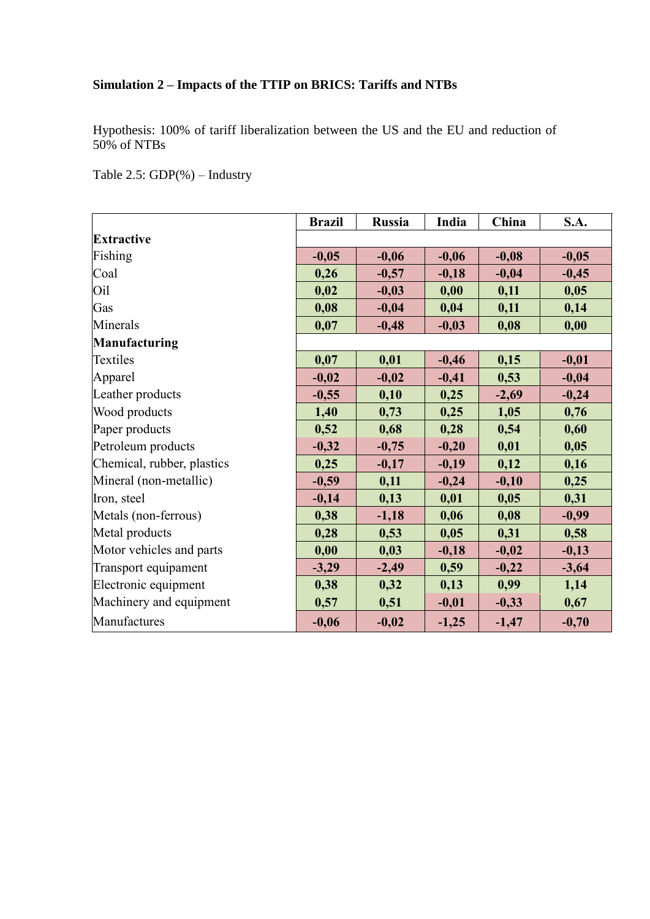**Simulation 2 – Impacts of the TTIP on BRICS: Tariffs and NTBs**

Hypothesis: 100% of tariff liberalization between the US and the EU and reduction of 50% of NTBs

Table 2.5: GDP(%) – Industry

| | Brazil | Russia | India | China | S.A. |
|---|---|---|---|---|---|
| **Extractive** | | | | | |
| Fishing | -0,05 | -0,06 | -0,06 | -0,08 | -0,05 |
| Coal | 0,26 | -0,57 | -0,18 | -0,04 | -0,45 |
| Oil | 0,02 | -0,03 | 0,00 | 0,11 | 0,05 |
| Gas | 0,08 | -0,04 | 0,04 | 0,11 | 0,14 |
| Minerals | 0,07 | -0,48 | -0,03 | 0,08 | 0,00 |
| **Manufacturing** | | | | | |
| Textiles | 0,07 | 0,01 | -0,46 | 0,15 | -0,01 |
| Apparel | -0,02 | -0,02 | -0,41 | 0,53 | -0,04 |
| Leather products | -0,55 | 0,10 | 0,25 | -2,69 | -0,24 |
| Wood products | 1,40 | 0,73 | 0,25 | 1,05 | 0,76 |
| Paper products | 0,52 | 0,68 | 0,28 | 0,54 | 0,60 |
| Petroleum products | -0,32 | -0,75 | -0,20 | 0,01 | 0,05 |
| Chemical, rubber, plastics | 0,25 | -0,17 | -0,19 | 0,12 | 0,16 |
| Mineral (non-metallic) | -0,59 | 0,11 | -0,24 | -0,10 | 0,25 |
| Iron, steel | -0,14 | 0,13 | 0,01 | 0,05 | 0,31 |
| Metals (non-ferrous) | 0,38 | -1,18 | 0,06 | 0,08 | -0,99 |
| Metal products | 0,28 | 0,53 | 0,05 | 0,31 | 0,58 |
| Motor vehicles and parts | 0,00 | 0,03 | -0,18 | -0,02 | -0,13 |
| Transport equipament | -3,29 | -2,49 | 0,59 | -0,22 | -3,64 |
| Electronic equipment | 0,38 | 0,32 | 0,13 | 0,99 | 1,14 |
| Machinery and equipment | 0,57 | 0,51 | -0,01 | -0,33 | 0,67 |
| Manufactures | -0,06 | -0,02 | -1,25 | -1,47 | -0,70 |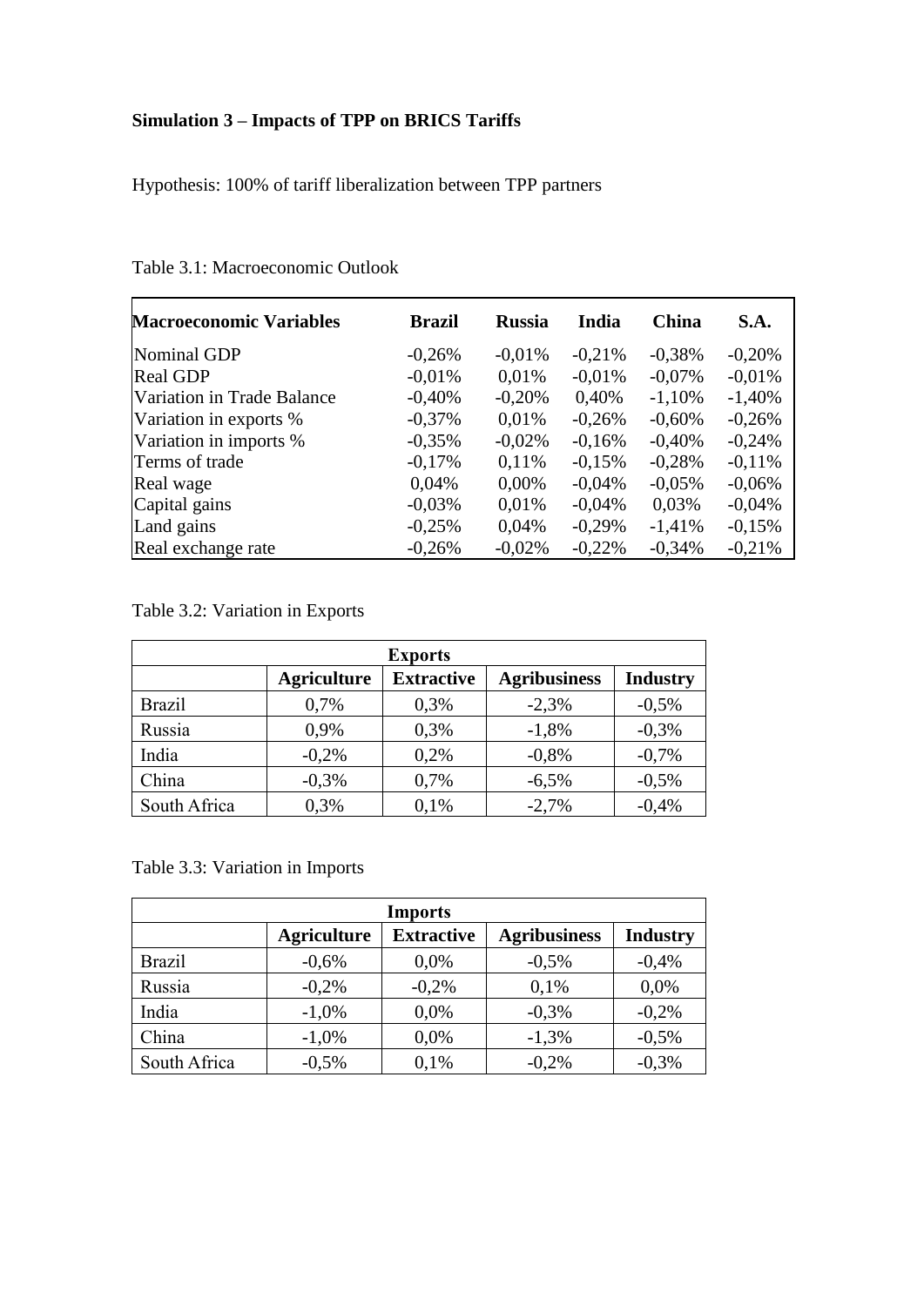**Simulation 3 – Impacts of TPP on BRICS Tariffs**

Hypothesis: 100% of tariff liberalization between TPP partners

Table 3.1: Macroeconomic Outlook

| Macroeconomic Variables | Brazil | Russia | India | China | S.A. |
|---|---|---|---|---|---|
| Nominal GDP | -0,26% | -0,01% | -0,21% | -0,38% | -0,20% |
| Real GDP | -0,01% | 0,01% | -0,01% | -0,07% | -0,01% |
| Variation in Trade Balance | -0,40% | -0,20% | 0,40% | -1,10% | -1,40% |
| Variation in exports % | -0,37% | 0,01% | -0,26% | -0,60% | -0,26% |
| Variation in imports % | -0,35% | -0,02% | -0,16% | -0,40% | -0,24% |
| Terms of trade | -0,17% | 0,11% | -0,15% | -0,28% | -0,11% |
| Real wage | 0,04% | 0,00% | -0,04% | -0,05% | -0,06% |
| Capital gains | -0,03% | 0,01% | -0,04% | 0,03% | -0,04% |
| Land gains | -0,25% | 0,04% | -0,29% | -1,41% | -0,15% |
| Real exchange rate | -0,26% | -0,02% | -0,22% | -0,34% | -0,21% |

Table 3.2: Variation in Exports

| Exports | | | | |
|---|---|---|---|---|
| | **Agriculture** | **Extractive** | **Agribusiness** | **Industry** |
| Brazil | 0,7% | 0,3% | -2,3% | -0,5% |
| Russia | 0,9% | 0,3% | -1,8% | -0,3% |
| India | -0,2% | 0,2% | -0,8% | -0,7% |
| China | -0,3% | 0,7% | -6,5% | -0,5% |
| South Africa | 0,3% | 0,1% | -2,7% | -0,4% |

Table 3.3: Variation in Imports

| Imports | | | | |
|---|---|---|---|---|
| | **Agriculture** | **Extractive** | **Agribusiness** | **Industry** |
| Brazil | -0,6% | 0,0% | -0,5% | -0,4% |
| Russia | -0,2% | -0,2% | 0,1% | 0,0% |
| India | -1,0% | 0,0% | -0,3% | -0,2% |
| China | -1,0% | 0,0% | -1,3% | -0,5% |
| South Africa | -0,5% | 0,1% | -0,2% | -0,3% |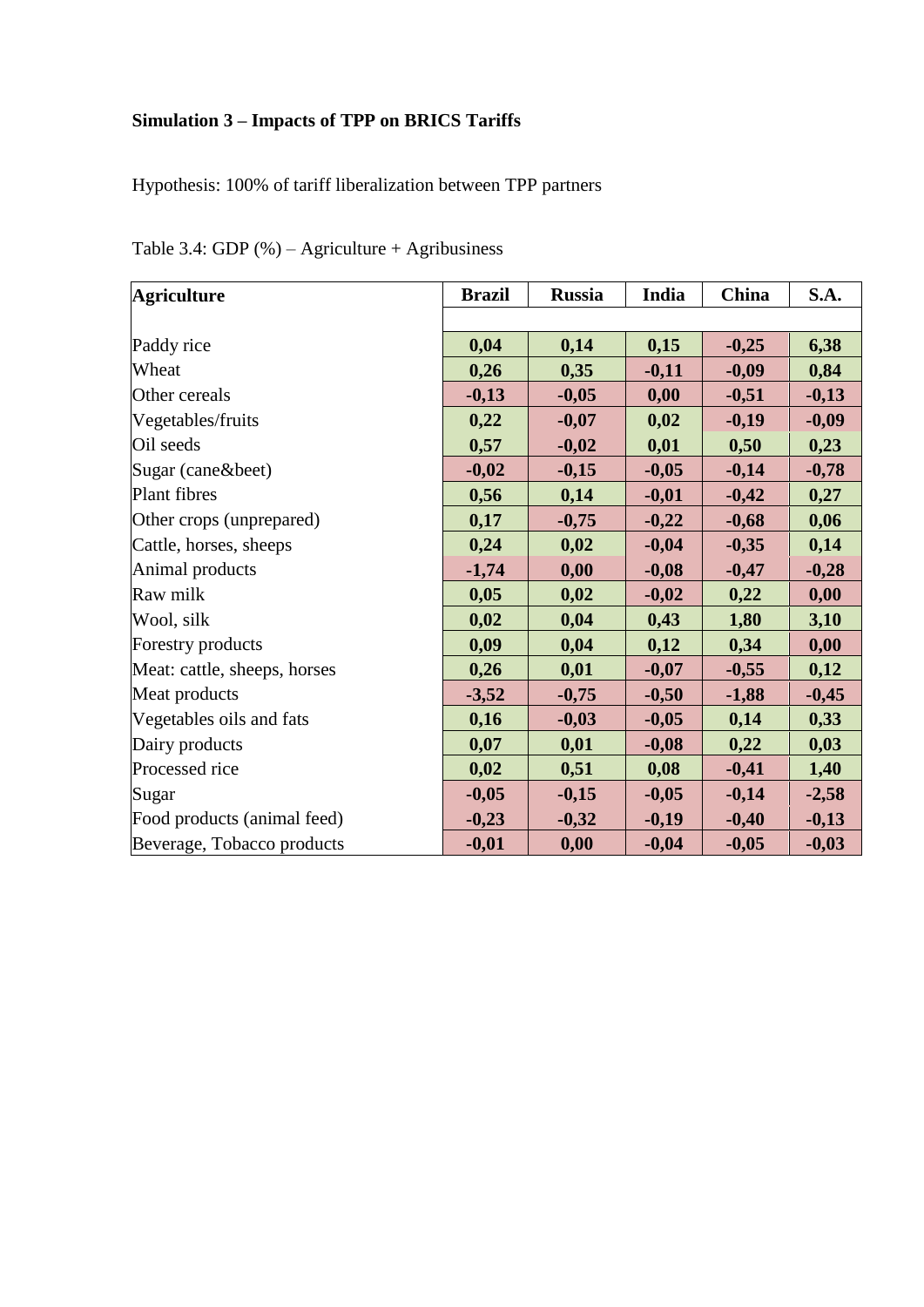**Simulation 3 – Impacts of TPP on BRICS Tariffs**

Hypothesis: 100% of tariff liberalization between TPP partners

Table 3.4: GDP (%) – Agriculture + Agribusiness

| Agriculture | Brazil | Russia | India | China | S.A. |
|---|---|---|---|---|---|
| Paddy rice | **0,04** | **0,14** | **0,15** | **-0,25** | **6,38** |
| Wheat | **0,26** | **0,35** | **-0,11** | **-0,09** | **0,84** |
| Other cereals | **-0,13** | **-0,05** | **0,00** | **-0,51** | **-0,13** |
| Vegetables/fruits | **0,22** | **-0,07** | **0,02** | **-0,19** | **-0,09** |
| Oil seeds | **0,57** | **-0,02** | **0,01** | **0,50** | **0,23** |
| Sugar (cane&beet) | **-0,02** | **-0,15** | **-0,05** | **-0,14** | **-0,78** |
| Plant fibres | **0,56** | **0,14** | **-0,01** | **-0,42** | **0,27** |
| Other crops (unprepared) | **0,17** | **-0,75** | **-0,22** | **-0,68** | **0,06** |
| Cattle, horses, sheeps | **0,24** | **0,02** | **-0,04** | **-0,35** | **0,14** |
| Animal products | **-1,74** | **0,00** | **-0,08** | **-0,47** | **-0,28** |
| Raw milk | **0,05** | **0,02** | **-0,02** | **0,22** | **0,00** |
| Wool, silk | **0,02** | **0,04** | **0,43** | **1,80** | **3,10** |
| Forestry products | **0,09** | **0,04** | **0,12** | **0,34** | **0,00** |
| Meat: cattle, sheeps, horses | **0,26** | **0,01** | **-0,07** | **-0,55** | **0,12** |
| Meat products | **-3,52** | **-0,75** | **-0,50** | **-1,88** | **-0,45** |
| Vegetables oils and fats | **0,16** | **-0,03** | **-0,05** | **0,14** | **0,33** |
| Dairy products | **0,07** | **0,01** | **-0,08** | **0,22** | **0,03** |
| Processed rice | **0,02** | **0,51** | **0,08** | **-0,41** | **1,40** |
| Sugar | **-0,05** | **-0,15** | **-0,05** | **-0,14** | **-2,58** |
| Food products (animal feed) | **-0,23** | **-0,32** | **-0,19** | **-0,40** | **-0,13** |
| Beverage, Tobacco products | **-0,01** | **0,00** | **-0,04** | **-0,05** | **-0,03** |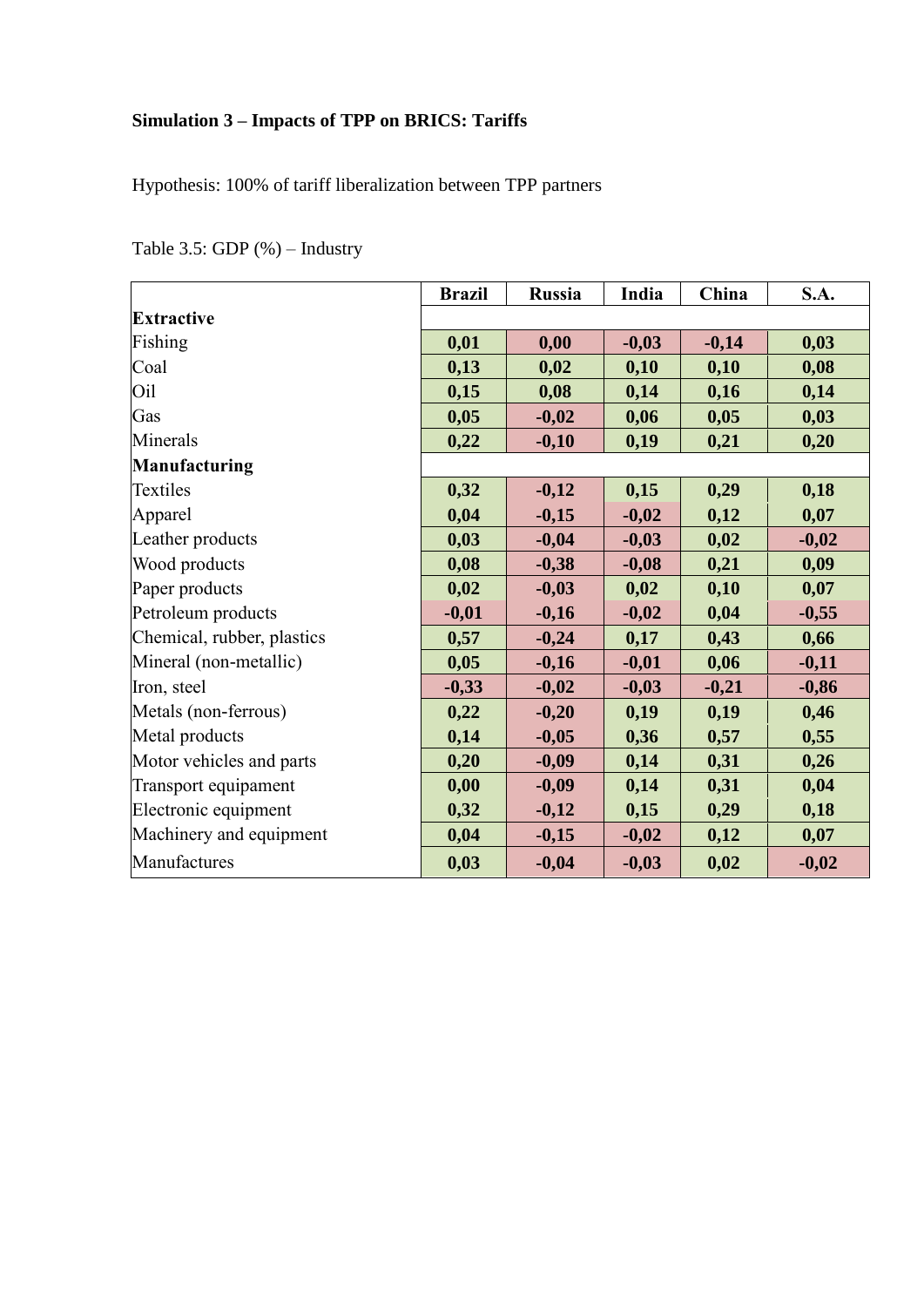**Simulation 3 – Impacts of TPP on BRICS: Tariffs**

Hypothesis: 100% of tariff liberalization between TPP partners

Table 3.5: GDP (%) – Industry

| | Brazil | Russia | India | China | S.A. |
|---|---|---|---|---|---|
| **Extractive** | | | | | |
| Fishing | **0,01** | **0,00** | **-0,03** | **-0,14** | **0,03** |
| Coal | **0,13** | **0,02** | **0,10** | **0,10** | **0,08** |
| Oil | **0,15** | **0,08** | **0,14** | **0,16** | **0,14** |
| Gas | **0,05** | **-0,02** | **0,06** | **0,05** | **0,03** |
| Minerals | **0,22** | **-0,10** | **0,19** | **0,21** | **0,20** |
| **Manufacturing** | | | | | |
| Textiles | **0,32** | **-0,12** | **0,15** | **0,29** | **0,18** |
| Apparel | **0,04** | **-0,15** | **-0,02** | **0,12** | **0,07** |
| Leather products | **0,03** | **-0,04** | **-0,03** | **0,02** | **-0,02** |
| Wood products | **0,08** | **-0,38** | **-0,08** | **0,21** | **0,09** |
| Paper products | **0,02** | **-0,03** | **0,02** | **0,10** | **0,07** |
| Petroleum products | **-0,01** | **-0,16** | **-0,02** | **0,04** | **-0,55** |
| Chemical, rubber, plastics | **0,57** | **-0,24** | **0,17** | **0,43** | **0,66** |
| Mineral (non-metallic) | **0,05** | **-0,16** | **-0,01** | **0,06** | **-0,11** |
| Iron, steel | **-0,33** | **-0,02** | **-0,03** | **-0,21** | **-0,86** |
| Metals (non-ferrous) | **0,22** | **-0,20** | **0,19** | **0,19** | **0,46** |
| Metal products | **0,14** | **-0,05** | **0,36** | **0,57** | **0,55** |
| Motor vehicles and parts | **0,20** | **-0,09** | **0,14** | **0,31** | **0,26** |
| Transport equipament | **0,00** | **-0,09** | **0,14** | **0,31** | **0,04** |
| Electronic equipment | **0,32** | **-0,12** | **0,15** | **0,29** | **0,18** |
| Machinery and equipment | **0,04** | **-0,15** | **-0,02** | **0,12** | **0,07** |
| Manufactures | **0,03** | **-0,04** | **-0,03** | **0,02** | **-0,02** |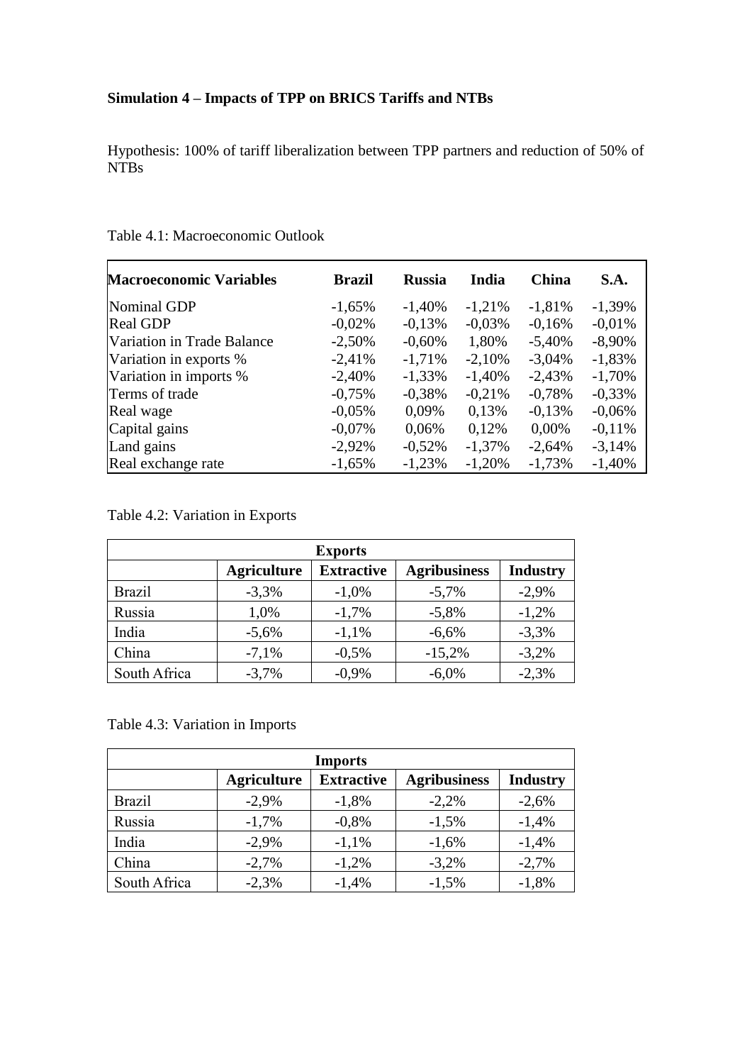**Simulation 4 – Impacts of TPP on BRICS Tariffs and NTBs**

Hypothesis: 100% of tariff liberalization between TPP partners and reduction of 50% of NTBs

Table 4.1: Macroeconomic Outlook

| Macroeconomic Variables | Brazil | Russia | India | China | S.A. |
|---|---|---|---|---|---|
| Nominal GDP | -1,65% | -1,40% | -1,21% | -1,81% | -1,39% |
| Real GDP | -0,02% | -0,13% | -0,03% | -0,16% | -0,01% |
| Variation in Trade Balance | -2,50% | -0,60% | 1,80% | -5,40% | -8,90% |
| Variation in exports % | -2,41% | -1,71% | -2,10% | -3,04% | -1,83% |
| Variation in imports % | -2,40% | -1,33% | -1,40% | -2,43% | -1,70% |
| Terms of trade | -0,75% | -0,38% | -0,21% | -0,78% | -0,33% |
| Real wage | -0,05% | 0,09% | 0,13% | -0,13% | -0,06% |
| Capital gains | -0,07% | 0,06% | 0,12% | 0,00% | -0,11% |
| Land gains | -2,92% | -0,52% | -1,37% | -2,64% | -3,14% |
| Real exchange rate | -1,65% | -1,23% | -1,20% | -1,73% | -1,40% |

Table 4.2: Variation in Exports

| Exports | | | | |
|---|---|---|---|---|
| | **Agriculture** | **Extractive** | **Agribusiness** | **Industry** |
| Brazil | -3,3% | -1,0% | -5,7% | -2,9% |
| Russia | 1,0% | -1,7% | -5,8% | -1,2% |
| India | -5,6% | -1,1% | -6,6% | -3,3% |
| China | -7,1% | -0,5% | -15,2% | -3,2% |
| South Africa | -3,7% | -0,9% | -6,0% | -2,3% |

Table 4.3: Variation in Imports

| Imports | | | | |
|---|---|---|---|---|
| | **Agriculture** | **Extractive** | **Agribusiness** | **Industry** |
| Brazil | -2,9% | -1,8% | -2,2% | -2,6% |
| Russia | -1,7% | -0,8% | -1,5% | -1,4% |
| India | -2,9% | -1,1% | -1,6% | -1,4% |
| China | -2,7% | -1,2% | -3,2% | -2,7% |
| South Africa | -2,3% | -1,4% | -1,5% | -1,8% |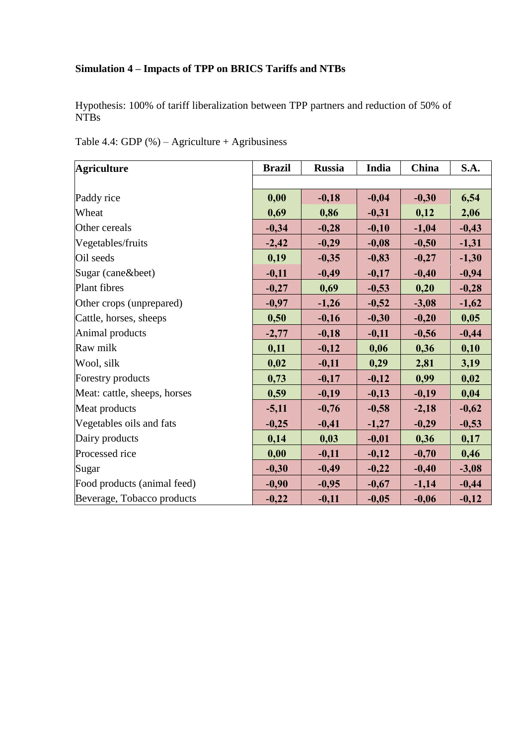**Simulation 4 – Impacts of TPP on BRICS Tariffs and NTBs**

Hypothesis: 100% of tariff liberalization between TPP partners and reduction of 50% of NTBs

Table 4.4: GDP (%) – Agriculture + Agribusiness

| Agriculture | Brazil | Russia | India | China | S.A. |
|---|---|---|---|---|---|
| Paddy rice | 0,00 | -0,18 | -0,04 | -0,30 | 6,54 |
| Wheat | 0,69 | 0,86 | -0,31 | 0,12 | 2,06 |
| Other cereals | -0,34 | -0,28 | -0,10 | -1,04 | -0,43 |
| Vegetables/fruits | -2,42 | -0,29 | -0,08 | -0,50 | -1,31 |
| Oil seeds | 0,19 | -0,35 | -0,83 | -0,27 | -1,30 |
| Sugar (cane&beet) | -0,11 | -0,49 | -0,17 | -0,40 | -0,94 |
| Plant fibres | -0,27 | 0,69 | -0,53 | 0,20 | -0,28 |
| Other crops (unprepared) | -0,97 | -1,26 | -0,52 | -3,08 | -1,62 |
| Cattle, horses, sheeps | 0,50 | -0,16 | -0,30 | -0,20 | 0,05 |
| Animal products | -2,77 | -0,18 | -0,11 | -0,56 | -0,44 |
| Raw milk | 0,11 | -0,12 | 0,06 | 0,36 | 0,10 |
| Wool, silk | 0,02 | -0,11 | 0,29 | 2,81 | 3,19 |
| Forestry products | 0,73 | -0,17 | -0,12 | 0,99 | 0,02 |
| Meat: cattle, sheeps, horses | 0,59 | -0,19 | -0,13 | -0,19 | 0,04 |
| Meat products | -5,11 | -0,76 | -0,58 | -2,18 | -0,62 |
| Vegetables oils and fats | -0,25 | -0,41 | -1,27 | -0,29 | -0,53 |
| Dairy products | 0,14 | 0,03 | -0,01 | 0,36 | 0,17 |
| Processed rice | 0,00 | -0,11 | -0,12 | -0,70 | 0,46 |
| Sugar | -0,30 | -0,49 | -0,22 | -0,40 | -3,08 |
| Food products (animal feed) | -0,90 | -0,95 | -0,67 | -1,14 | -0,44 |
| Beverage, Tobacco products | -0,22 | -0,11 | -0,05 | -0,06 | -0,12 |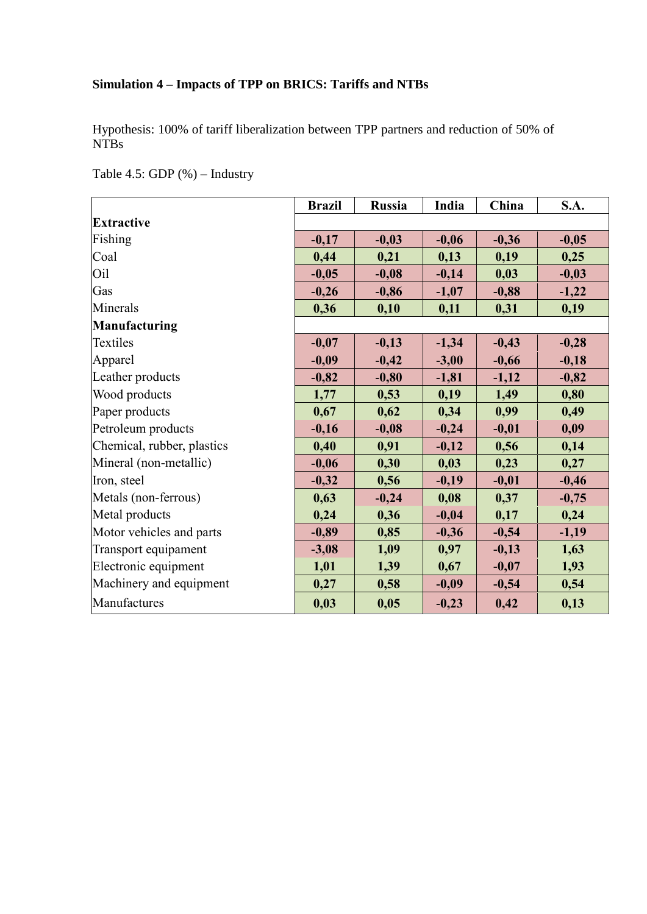**Simulation 4 – Impacts of TPP on BRICS: Tariffs and NTBs**

Hypothesis: 100% of tariff liberalization between TPP partners and reduction of 50% of NTBs

Table 4.5: GDP (%) – Industry

| | Brazil | Russia | India | China | S.A. |
|---|---|---|---|---|---|
| **Extractive** | | | | | |
| Fishing | **-0,17** | **-0,03** | **-0,06** | **-0,36** | **-0,05** |
| Coal | **0,44** | **0,21** | **0,13** | **0,19** | **0,25** |
| Oil | **-0,05** | **-0,08** | **-0,14** | **0,03** | **-0,03** |
| Gas | **-0,26** | **-0,86** | **-1,07** | **-0,88** | **-1,22** |
| Minerals | **0,36** | **0,10** | **0,11** | **0,31** | **0,19** |
| **Manufacturing** | | | | | |
| Textiles | **-0,07** | **-0,13** | **-1,34** | **-0,43** | **-0,28** |
| Apparel | **-0,09** | **-0,42** | **-3,00** | **-0,66** | **-0,18** |
| Leather products | **-0,82** | **-0,80** | **-1,81** | **-1,12** | **-0,82** |
| Wood products | **1,77** | **0,53** | **0,19** | **1,49** | **0,80** |
| Paper products | **0,67** | **0,62** | **0,34** | **0,99** | **0,49** |
| Petroleum products | **-0,16** | **-0,08** | **-0,24** | **-0,01** | **0,09** |
| Chemical, rubber, plastics | **0,40** | **0,91** | **-0,12** | **0,56** | **0,14** |
| Mineral (non-metallic) | **-0,06** | **0,30** | **0,03** | **0,23** | **0,27** |
| Iron, steel | **-0,32** | **0,56** | **-0,19** | **-0,01** | **-0,46** |
| Metals (non-ferrous) | **0,63** | **-0,24** | **0,08** | **0,37** | **-0,75** |
| Metal products | **0,24** | **0,36** | **-0,04** | **0,17** | **0,24** |
| Motor vehicles and parts | **-0,89** | **0,85** | **-0,36** | **-0,54** | **-1,19** |
| Transport equipament | **-3,08** | **1,09** | **0,97** | **-0,13** | **1,63** |
| Electronic equipment | **1,01** | **1,39** | **0,67** | **-0,07** | **1,93** |
| Machinery and equipment | **0,27** | **0,58** | **-0,09** | **-0,54** | **0,54** |
| Manufactures | **0,03** | **0,05** | **-0,23** | **0,42** | **0,13** |